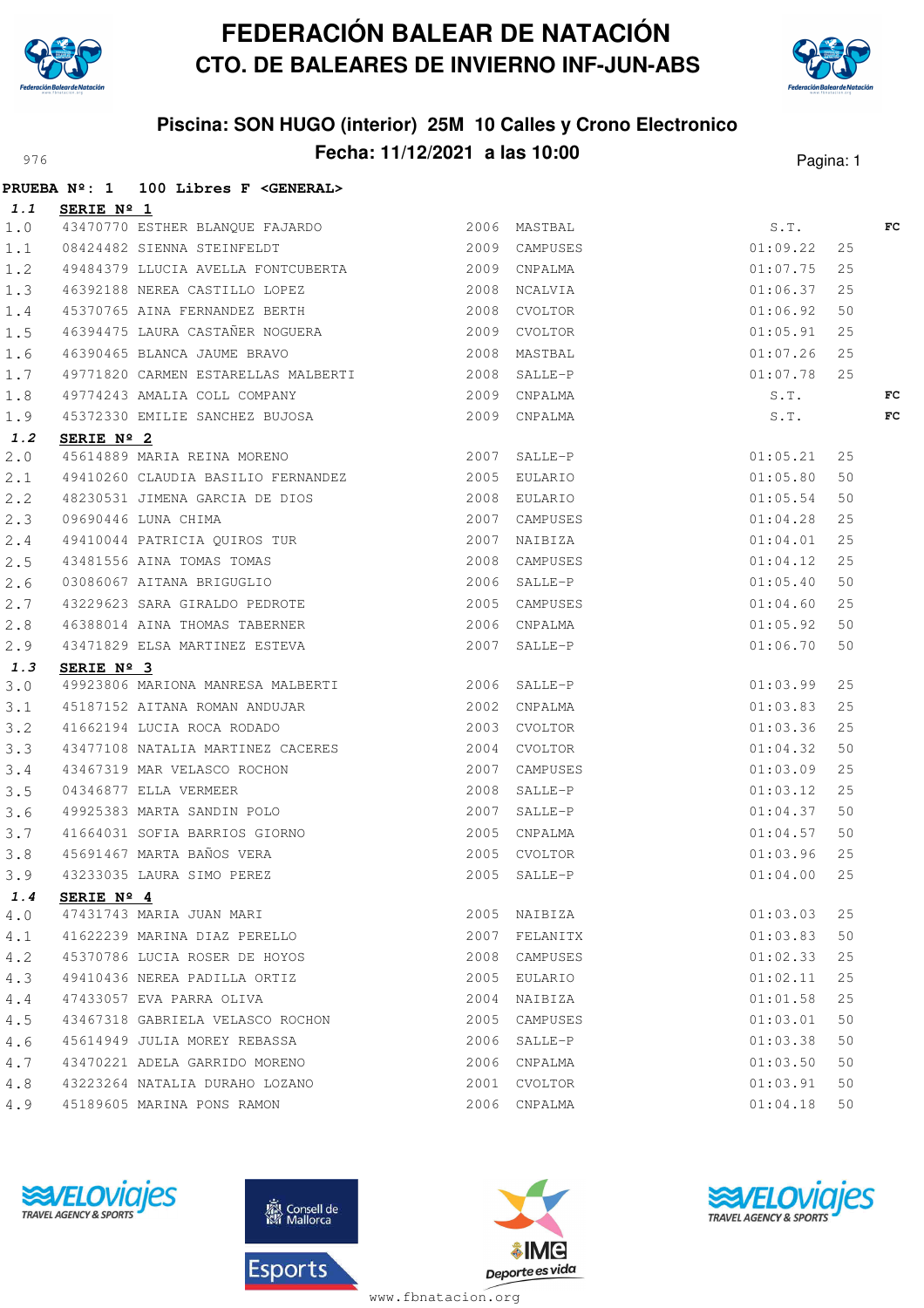# FEDERACIÓN BALEAR DE NATACIÓN
## CTO. DE BALEARES DE INVIERNO INF-JUN-ABS

### Piscina: SON HUGO (interior) 25M 10 Calles y Crono Electronico
### Fecha: 11/12/2021 a las 10:00

**PRUEBA Nº: 1 100 Libres F <GENERAL>**

**1.1 SERIE Nº 1**

| | | | | | | | |
|---|---|---|---|---|---|---|---|
| 1.0 | 43470770 | ESTHER BLANQUE FAJARDO | 2006 | MASTBAL | S.T. | | FC |
| 1.1 | 08424482 | SIENNA STEINFELDT | 2009 | CAMPUSES | 01:09.22 | 25 | |
| 1.2 | 49484379 | LLUCIA AVELLA FONTCUBERTA | 2009 | CNPALMA | 01:07.75 | 25 | |
| 1.3 | 46392188 | NEREA CASTILLO LOPEZ | 2008 | NCALVIA | 01:06.37 | 25 | |
| 1.4 | 45370765 | AINA FERNANDEZ BERTH | 2008 | CVOLTOR | 01:06.92 | 50 | |
| 1.5 | 46394475 | LAURA CASTAÑER NOGUERA | 2009 | CVOLTOR | 01:05.91 | 25 | |
| 1.6 | 46390465 | BLANCA JAUME BRAVO | 2008 | MASTBAL | 01:07.26 | 25 | |
| 1.7 | 49771820 | CARMEN ESTARELLAS MALBERTI | 2008 | SALLE-P | 01:07.78 | 25 | |
| 1.8 | 49774243 | AMALIA COLL COMPANY | 2009 | CNPALMA | S.T. | | FC |
| 1.9 | 45372330 | EMILIE SANCHEZ BUJOSA | 2009 | CNPALMA | S.T. | | FC |

**1.2 SERIE Nº 2**

| | | | | | | |
|---|---|---|---|---|---|---|
| 2.0 | 45614889 | MARIA REINA MORENO | 2007 | SALLE-P | 01:05.21 | 25 |
| 2.1 | 49410260 | CLAUDIA BASILIO FERNANDEZ | 2005 | EULARIO | 01:05.80 | 50 |
| 2.2 | 48230531 | JIMENA GARCIA DE DIOS | 2008 | EULARIO | 01:05.54 | 50 |
| 2.3 | 09690446 | LUNA CHIMA | 2007 | CAMPUSES | 01:04.28 | 25 |
| 2.4 | 49410044 | PATRICIA QUIROS TUR | 2007 | NAIBIZA | 01:04.01 | 25 |
| 2.5 | 43481556 | AINA TOMAS TOMAS | 2008 | CAMPUSES | 01:04.12 | 25 |
| 2.6 | 03086067 | AITANA BRIGUGLIO | 2006 | SALLE-P | 01:05.40 | 50 |
| 2.7 | 43229623 | SARA GIRALDO PEDROTE | 2005 | CAMPUSES | 01:04.60 | 25 |
| 2.8 | 46388014 | AINA THOMAS TABERNER | 2006 | CNPALMA | 01:05.92 | 50 |
| 2.9 | 43471829 | ELSA MARTINEZ ESTEVA | 2007 | SALLE-P | 01:06.70 | 50 |

**1.3 SERIE Nº 3**

| | | | | | | |
|---|---|---|---|---|---|---|
| 3.0 | 49923806 | MARIONA MANRESA MALBERTI | 2006 | SALLE-P | 01:03.99 | 25 |
| 3.1 | 45187152 | AITANA ROMAN ANDUJAR | 2002 | CNPALMA | 01:03.83 | 25 |
| 3.2 | 41662194 | LUCIA ROCA RODADO | 2003 | CVOLTOR | 01:03.36 | 25 |
| 3.3 | 43477108 | NATALIA MARTINEZ CACERES | 2004 | CVOLTOR | 01:04.32 | 50 |
| 3.4 | 43467319 | MAR VELASCO ROCHON | 2007 | CAMPUSES | 01:03.09 | 25 |
| 3.5 | 04346877 | ELLA VERMEER | 2008 | SALLE-P | 01:03.12 | 25 |
| 3.6 | 49925383 | MARTA SANDIN POLO | 2007 | SALLE-P | 01:04.37 | 50 |
| 3.7 | 41664031 | SOFIA BARRIOS GIORNO | 2005 | CNPALMA | 01:04.57 | 50 |
| 3.8 | 45691467 | MARTA BAÑOS VERA | 2005 | CVOLTOR | 01:03.96 | 25 |
| 3.9 | 43233035 | LAURA SIMO PEREZ | 2005 | SALLE-P | 01:04.00 | 25 |

**1.4 SERIE Nº 4**

| | | | | | | |
|---|---|---|---|---|---|---|
| 4.0 | 47431743 | MARIA JUAN MARI | 2005 | NAIBIZA | 01:03.03 | 25 |
| 4.1 | 41622239 | MARINA DIAZ PERELLO | 2007 | FELANITX | 01:03.83 | 50 |
| 4.2 | 45370786 | LUCIA ROSER DE HOYOS | 2008 | CAMPUSES | 01:02.33 | 25 |
| 4.3 | 49410436 | NEREA PADILLA ORTIZ | 2005 | EULARIO | 01:02.11 | 25 |
| 4.4 | 47433057 | EVA PARRA OLIVA | 2004 | NAIBIZA | 01:01.58 | 25 |
| 4.5 | 43467318 | GABRIELA VELASCO ROCHON | 2005 | CAMPUSES | 01:03.01 | 50 |
| 4.6 | 45614949 | JULIA MOREY REBASSA | 2006 | SALLE-P | 01:03.38 | 50 |
| 4.7 | 43470221 | ADELA GARRIDO MORENO | 2006 | CNPALMA | 01:03.50 | 50 |
| 4.8 | 43223264 | NATALIA DURAHO LOZANO | 2001 | CVOLTOR | 01:03.91 | 50 |
| 4.9 | 45189605 | MARINA PONS RAMON | 2006 | CNPALMA | 01:04.18 | 50 |

www.fbnatacion.org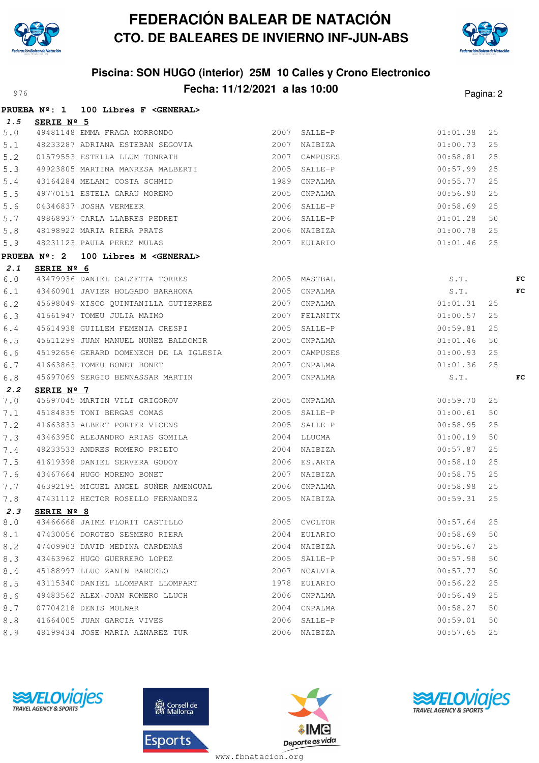# FEDERACIÓN BALEAR DE NATACIÓN
## CTO. DE BALEARES DE INVIERNO INF-JUN-ABS

### Piscina: SON HUGO (interior) 25M 10 Calles y Crono Electronico
### Fecha: 11/12/2021 a las 10:00

976

**PRUEBA Nº: 1 100 Libres F <GENERAL>**

***1.5*** **SERIE Nº 5**

| | | | | | | | |
|---|---|---|---|---|---|---|---|
| 5.0 | 49481148 | EMMA FRAGA MORRONDO | 2007 | SALLE-P | 01:01.38 | 25 | |
| 5.1 | 48233287 | ADRIANA ESTEBAN SEGOVIA | 2007 | NAIBIZA | 01:00.73 | 25 | |
| 5.2 | 01579553 | ESTELLA LLUM TONRATH | 2007 | CAMPUSES | 00:58.81 | 25 | |
| 5.3 | 49923805 | MARTINA MANRESA MALBERTI | 2005 | SALLE-P | 00:57.99 | 25 | |
| 5.4 | 43164284 | MELANI COSTA SCHMID | 1989 | CNPALMA | 00:55.77 | 25 | |
| 5.5 | 49770151 | ESTELA GARAU MORENO | 2005 | CNPALMA | 00:56.90 | 25 | |
| 5.6 | 04346837 | JOSHA VERMEER | 2006 | SALLE-P | 00:58.69 | 25 | |
| 5.7 | 49868937 | CARLA LLABRES PEDRET | 2006 | SALLE-P | 01:01.28 | 50 | |
| 5.8 | 48198922 | MARIA RIERA PRATS | 2006 | NAIBIZA | 01:00.78 | 25 | |
| 5.9 | 48231123 | PAULA PEREZ MULAS | 2007 | EULARIO | 01:01.46 | 25 | |

**PRUEBA Nº: 2 100 Libres M <GENERAL>**

***2.1*** **SERIE Nº 6**

| | | | | | | | |
|---|---|---|---|---|---|---|---|
| 6.0 | 43479936 | DANIEL CALZETTA TORRES | 2005 | MASTBAL | S.T. | | FC |
| 6.1 | 43460901 | JAVIER HOLGADO BARAHONA | 2005 | CNPALMA | S.T. | | FC |
| 6.2 | 45698049 | XISCO QUINTANILLA GUTIERREZ | 2007 | CNPALMA | 01:01.31 | 25 | |
| 6.3 | 41661947 | TOMEU JULIA MAIMO | 2007 | FELANITX | 01:00.57 | 25 | |
| 6.4 | 45614938 | GUILLEM FEMENIA CRESPI | 2005 | SALLE-P | 00:59.81 | 25 | |
| 6.5 | 45611299 | JUAN MANUEL NUÑEZ BALDOMIR | 2005 | CNPALMA | 01:01.46 | 50 | |
| 6.6 | 45192656 | GERARD DOMENECH DE LA IGLESIA | 2007 | CAMPUSES | 01:00.93 | 25 | |
| 6.7 | 41663863 | TOMEU BONET BONET | 2007 | CNPALMA | 01:01.36 | 25 | |
| 6.8 | 45697069 | SERGIO BENNASSAR MARTIN | 2007 | CNPALMA | S.T. | | FC |

***2.2*** **SERIE Nº 7**

| | | | | | | | |
|---|---|---|---|---|---|---|---|
| 7.0 | 45697045 | MARTIN VILI GRIGOROV | 2005 | CNPALMA | 00:59.70 | 25 | |
| 7.1 | 45184835 | TONI BERGAS COMAS | 2005 | SALLE-P | 01:00.61 | 50 | |
| 7.2 | 41663833 | ALBERT PORTER VICENS | 2005 | SALLE-P | 00:58.95 | 25 | |
| 7.3 | 43463950 | ALEJANDRO ARIAS GOMILA | 2004 | LLUCMA | 01:00.19 | 50 | |
| 7.4 | 48233533 | ANDRES ROMERO PRIETO | 2004 | NAIBIZA | 00:57.87 | 25 | |
| 7.5 | 41619398 | DANIEL SERVERA GODOY | 2006 | ES.ARTA | 00:58.10 | 25 | |
| 7.6 | 43467664 | HUGO MORENO BONET | 2007 | NAIBIZA | 00:58.75 | 25 | |
| 7.7 | 46392195 | MIGUEL ANGEL SUÑER AMENGUAL | 2006 | CNPALMA | 00:58.98 | 25 | |
| 7.8 | 47431112 | HECTOR ROSELLO FERNANDEZ | 2005 | NAIBIZA | 00:59.31 | 25 | |

***2.3*** **SERIE Nº 8**

| | | | | | | | |
|---|---|---|---|---|---|---|---|
| 8.0 | 43466668 | JAIME FLORIT CASTILLO | 2005 | CVOLTOR | 00:57.64 | 25 | |
| 8.1 | 47430056 | DOROTEO SESMERO RIERA | 2004 | EULARIO | 00:58.69 | 50 | |
| 8.2 | 47409903 | DAVID MEDINA CARDENAS | 2004 | NAIBIZA | 00:56.67 | 25 | |
| 8.3 | 43463962 | HUGO GUERRERO LOPEZ | 2005 | SALLE-P | 00:57.98 | 50 | |
| 8.4 | 45188997 | LLUC ZANIN BARCELO | 2007 | NCALVIA | 00:57.77 | 50 | |
| 8.5 | 43115340 | DANIEL LLOMPART LLOMPART | 1978 | EULARIO | 00:56.22 | 25 | |
| 8.6 | 49483562 | ALEX JOAN ROMERO LLUCH | 2006 | CNPALMA | 00:56.49 | 25 | |
| 8.7 | 07704218 | DENIS MOLNAR | 2004 | CNPALMA | 00:58.27 | 50 | |
| 8.8 | 41664005 | JUAN GARCIA VIVES | 2006 | SALLE-P | 00:59.01 | 50 | |
| 8.9 | 48199434 | JOSE MARIA AZNAREZ TUR | 2006 | NAIBIZA | 00:57.65 | 25 | |

www.fbnatacion.org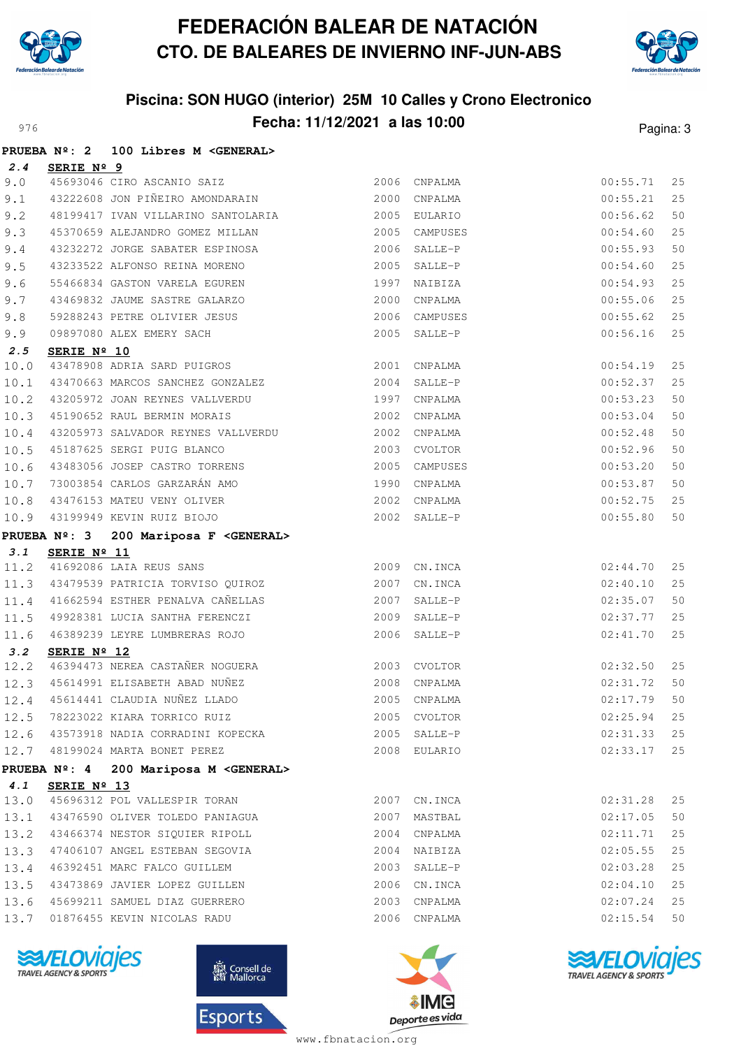# FEDERACIÓN BALEAR DE NATACIÓN
## CTO. DE BALEARES DE INVIERNO INF-JUN-ABS

### Piscina: SON HUGO (interior) 25M 10 Calles y Crono Electronico
### Fecha: 11/12/2021 a las 10:00

976

**PRUEBA Nº: 2 100 Libres M <GENERAL>**

**2.4 SERIE Nº 9**

| | | | | | | |
|---|---|---|---|---|---|---|
| 9.0 | 45693046 | CIRO ASCANIO SAIZ | 2006 | CNPALMA | 00:55.71 | 25 |
| 9.1 | 43222608 | JON PIÑEIRO AMONDARAIN | 2000 | CNPALMA | 00:55.21 | 25 |
| 9.2 | 48199417 | IVAN VILLARINO SANTOLARIA | 2005 | EULARIO | 00:56.62 | 50 |
| 9.3 | 45370659 | ALEJANDRO GOMEZ MILLAN | 2005 | CAMPUSES | 00:54.60 | 25 |
| 9.4 | 43232272 | JORGE SABATER ESPINOSA | 2006 | SALLE-P | 00:55.93 | 50 |
| 9.5 | 43233522 | ALFONSO REINA MORENO | 2005 | SALLE-P | 00:54.60 | 25 |
| 9.6 | 55466834 | GASTON VARELA EGUREN | 1997 | NAIBIZA | 00:54.93 | 25 |
| 9.7 | 43469832 | JAUME SASTRE GALARZO | 2000 | CNPALMA | 00:55.06 | 25 |
| 9.8 | 59288243 | PETRE OLIVIER JESUS | 2006 | CAMPUSES | 00:55.62 | 25 |
| 9.9 | 09897080 | ALEX EMERY SACH | 2005 | SALLE-P | 00:56.16 | 25 |

**2.5 SERIE Nº 10**

| | | | | | | |
|---|---|---|---|---|---|---|
| 10.0 | 43478908 | ADRIA SARD PUIGROS | 2001 | CNPALMA | 00:54.19 | 25 |
| 10.1 | 43470663 | MARCOS SANCHEZ GONZALEZ | 2004 | SALLE-P | 00:52.37 | 25 |
| 10.2 | 43205972 | JOAN REYNES VALLVERDU | 1997 | CNPALMA | 00:53.23 | 50 |
| 10.3 | 45190652 | RAUL BERMIN MORAIS | 2002 | CNPALMA | 00:53.04 | 50 |
| 10.4 | 43205973 | SALVADOR REYNES VALLVERDU | 2002 | CNPALMA | 00:52.48 | 50 |
| 10.5 | 45187625 | SERGI PUIG BLANCO | 2003 | CVOLTOR | 00:52.96 | 50 |
| 10.6 | 43483056 | JOSEP CASTRO TORRENS | 2005 | CAMPUSES | 00:53.20 | 50 |
| 10.7 | 73003854 | CARLOS GARZARÁN AMO | 1990 | CNPALMA | 00:53.87 | 50 |
| 10.8 | 43476153 | MATEU VENY OLIVER | 2002 | CNPALMA | 00:52.75 | 25 |
| 10.9 | 43199949 | KEVIN RUIZ BIOJO | 2002 | SALLE-P | 00:55.80 | 50 |

**PRUEBA Nº: 3 200 Mariposa F <GENERAL>**

**3.1 SERIE Nº 11**

| | | | | | | |
|---|---|---|---|---|---|---|
| 11.2 | 41692086 | LAIA REUS SANS | 2009 | CN.INCA | 02:44.70 | 25 |
| 11.3 | 43479539 | PATRICIA TORVISO QUIROZ | 2007 | CN.INCA | 02:40.10 | 25 |
| 11.4 | 41662594 | ESTHER PENALVA CAÑELLAS | 2007 | SALLE-P | 02:35.07 | 50 |
| 11.5 | 49928381 | LUCIA SANTHA FERENCZI | 2009 | SALLE-P | 02:37.77 | 25 |
| 11.6 | 46389239 | LEYRE LUMBRERAS ROJO | 2006 | SALLE-P | 02:41.70 | 25 |

**3.2 SERIE Nº 12**

| | | | | | | |
|---|---|---|---|---|---|---|
| 12.2 | 46394473 | NEREA CASTAÑER NOGUERA | 2003 | CVOLTOR | 02:32.50 | 25 |
| 12.3 | 45614991 | ELISABETH ABAD NUÑEZ | 2008 | CNPALMA | 02:31.72 | 50 |
| 12.4 | 45614441 | CLAUDIA NUÑEZ LLADO | 2005 | CNPALMA | 02:17.79 | 50 |
| 12.5 | 78223022 | KIARA TORRICO RUIZ | 2005 | CVOLTOR | 02:25.94 | 25 |
| 12.6 | 43573918 | NADIA CORRADINI KOPECKA | 2005 | SALLE-P | 02:31.33 | 25 |
| 12.7 | 48199024 | MARTA BONET PEREZ | 2008 | EULARIO | 02:33.17 | 25 |

**PRUEBA Nº: 4 200 Mariposa M <GENERAL>**

**4.1 SERIE Nº 13**

| | | | | | | |
|---|---|---|---|---|---|---|
| 13.0 | 45696312 | POL VALLESPIR TORAN | 2007 | CN.INCA | 02:31.28 | 25 |
| 13.1 | 43476590 | OLIVER TOLEDO PANIAGUA | 2007 | MASTBAL | 02:17.05 | 50 |
| 13.2 | 43466374 | NESTOR SIQUIER RIPOLL | 2004 | CNPALMA | 02:11.71 | 25 |
| 13.3 | 47406107 | ANGEL ESTEBAN SEGOVIA | 2004 | NAIBIZA | 02:05.55 | 25 |
| 13.4 | 46392451 | MARC FALCO GUILLEM | 2003 | SALLE-P | 02:03.28 | 25 |
| 13.5 | 43473869 | JAVIER LOPEZ GUILLEN | 2006 | CN.INCA | 02:04.10 | 25 |
| 13.6 | 45699211 | SAMUEL DIAZ GUERRERO | 2003 | CNPALMA | 02:07.24 | 25 |
| 13.7 | 01876455 | KEVIN NICOLAS RADU | 2006 | CNPALMA | 02:15.54 | 50 |

www.fbnatacion.org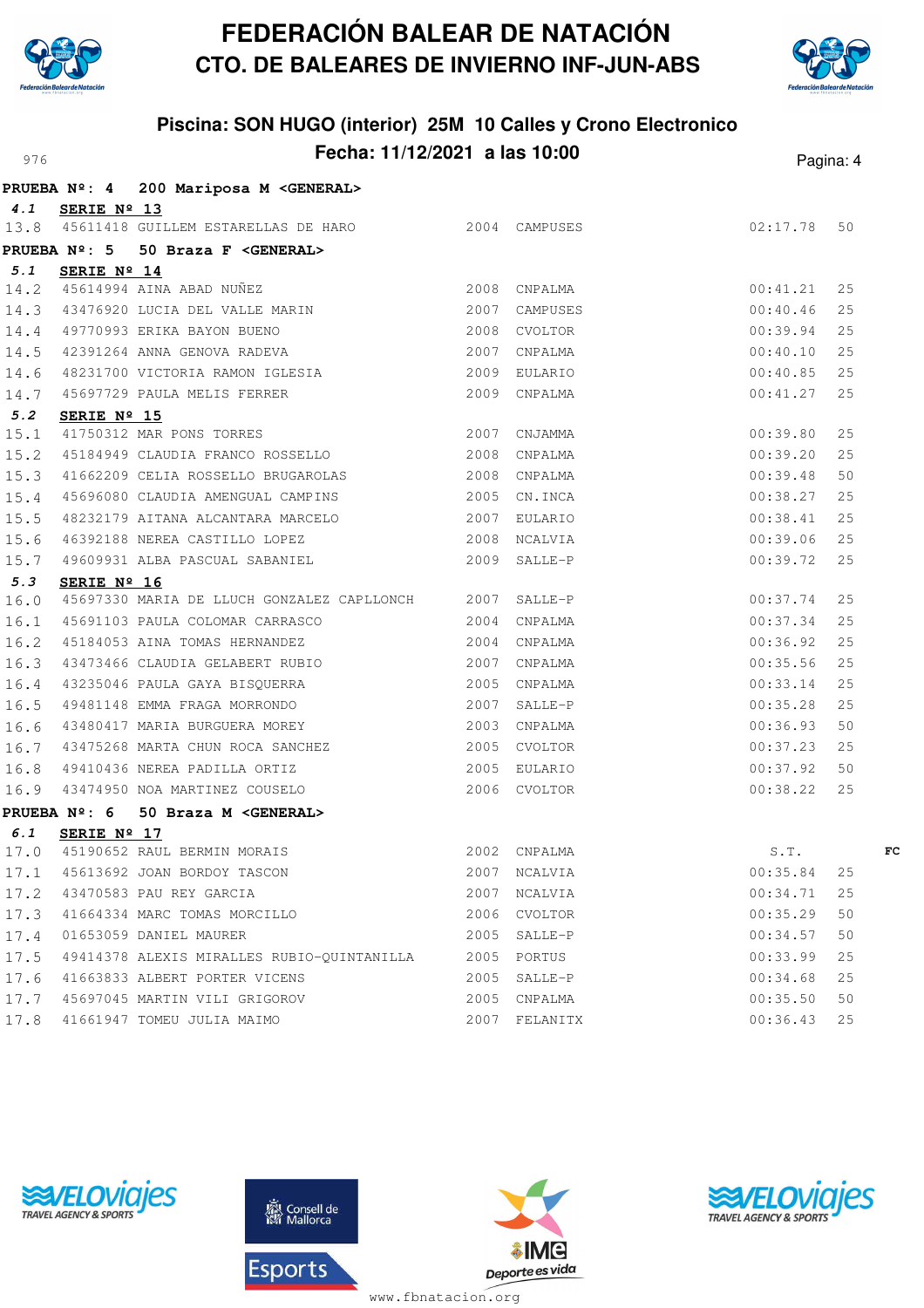# FEDERACIÓN BALEAR DE NATACIÓN
## CTO. DE BALEARES DE INVIERNO INF-JUN-ABS

### Piscina: SON HUGO (interior) 25M 10 Calles y Crono Electronico
### Fecha: 11/12/2021 a las 10:00

**PRUEBA Nº: 4 200 Mariposa M <GENERAL>**

**4.1 SERIE Nº 13**

| | | | | | | | |
|---|---|---|---|---|---|---|---|
| 13.8 | 45611418 | GUILLEM ESTARELLAS DE HARO | 2004 | CAMPUSES | 02:17.78 | 50 | |

**PRUEBA Nº: 5 50 Braza F <GENERAL>**

**5.1 SERIE Nº 14**

| | | | | | | | |
|---|---|---|---|---|---|---|---|
| 14.2 | 45614994 | AINA ABAD NUÑEZ | 2008 | CNPALMA | 00:41.21 | 25 | |
| 14.3 | 43476920 | LUCIA DEL VALLE MARIN | 2007 | CAMPUSES | 00:40.46 | 25 | |
| 14.4 | 49770993 | ERIKA BAYON BUENO | 2008 | CVOLTOR | 00:39.94 | 25 | |
| 14.5 | 42391264 | ANNA GENOVA RADEVA | 2007 | CNPALMA | 00:40.10 | 25 | |
| 14.6 | 48231700 | VICTORIA RAMON IGLESIA | 2009 | EULARIO | 00:40.85 | 25 | |
| 14.7 | 45697729 | PAULA MELIS FERRER | 2009 | CNPALMA | 00:41.27 | 25 | |

**5.2 SERIE Nº 15**

| | | | | | | | |
|---|---|---|---|---|---|---|---|
| 15.1 | 41750312 | MAR PONS TORRES | 2007 | CNJAMMA | 00:39.80 | 25 | |
| 15.2 | 45184949 | CLAUDIA FRANCO ROSSELLO | 2008 | CNPALMA | 00:39.20 | 25 | |
| 15.3 | 41662209 | CELIA ROSSELLO BRUGAROLAS | 2008 | CNPALMA | 00:39.48 | 50 | |
| 15.4 | 45696080 | CLAUDIA AMENGUAL CAMPINS | 2005 | CN.INCA | 00:38.27 | 25 | |
| 15.5 | 48232179 | AITANA ALCANTARA MARCELO | 2007 | EULARIO | 00:38.41 | 25 | |
| 15.6 | 46392188 | NEREA CASTILLO LOPEZ | 2008 | NCALVIA | 00:39.06 | 25 | |
| 15.7 | 49609931 | ALBA PASCUAL SABANIEL | 2009 | SALLE-P | 00:39.72 | 25 | |

**5.3 SERIE Nº 16**

| | | | | | | | |
|---|---|---|---|---|---|---|---|
| 16.0 | 45697330 | MARIA DE LLUCH GONZALEZ CAPLLONCH | 2007 | SALLE-P | 00:37.74 | 25 | |
| 16.1 | 45691103 | PAULA COLOMAR CARRASCO | 2004 | CNPALMA | 00:37.34 | 25 | |
| 16.2 | 45184053 | AINA TOMAS HERNANDEZ | 2004 | CNPALMA | 00:36.92 | 25 | |
| 16.3 | 43473466 | CLAUDIA GELABERT RUBIO | 2007 | CNPALMA | 00:35.56 | 25 | |
| 16.4 | 43235046 | PAULA GAYA BISQUERRA | 2005 | CNPALMA | 00:33.14 | 25 | |
| 16.5 | 49481148 | EMMA FRAGA MORRONDO | 2007 | SALLE-P | 00:35.28 | 25 | |
| 16.6 | 43480417 | MARIA BURGUERA MOREY | 2003 | CNPALMA | 00:36.93 | 50 | |
| 16.7 | 43475268 | MARTA CHUN ROCA SANCHEZ | 2005 | CVOLTOR | 00:37.23 | 25 | |
| 16.8 | 49410436 | NEREA PADILLA ORTIZ | 2005 | EULARIO | 00:37.92 | 50 | |
| 16.9 | 43474950 | NOA MARTINEZ COUSELO | 2006 | CVOLTOR | 00:38.22 | 25 | |

**PRUEBA Nº: 6 50 Braza M <GENERAL>**

**6.1 SERIE Nº 17**

| | | | | | | | |
|---|---|---|---|---|---|---|---|
| 17.0 | 45190652 | RAUL BERMIN MORAIS | 2002 | CNPALMA | S.T. | | FC |
| 17.1 | 45613692 | JOAN BORDOY TASCON | 2007 | NCALVIA | 00:35.84 | 25 | |
| 17.2 | 43470583 | PAU REY GARCIA | 2007 | NCALVIA | 00:34.71 | 25 | |
| 17.3 | 41664334 | MARC TOMAS MORCILLO | 2006 | CVOLTOR | 00:35.29 | 50 | |
| 17.4 | 01653059 | DANIEL MAURER | 2005 | SALLE-P | 00:34.57 | 50 | |
| 17.5 | 49414378 | ALEXIS MIRALLES RUBIO-QUINTANILLA | 2005 | PORTUS | 00:33.99 | 25 | |
| 17.6 | 41663833 | ALBERT PORTER VICENS | 2005 | SALLE-P | 00:34.68 | 25 | |
| 17.7 | 45697045 | MARTIN VILI GRIGOROV | 2005 | CNPALMA | 00:35.50 | 50 | |
| 17.8 | 41661947 | TOMEU JULIA MAIMO | 2007 | FELANITX | 00:36.43 | 25 | |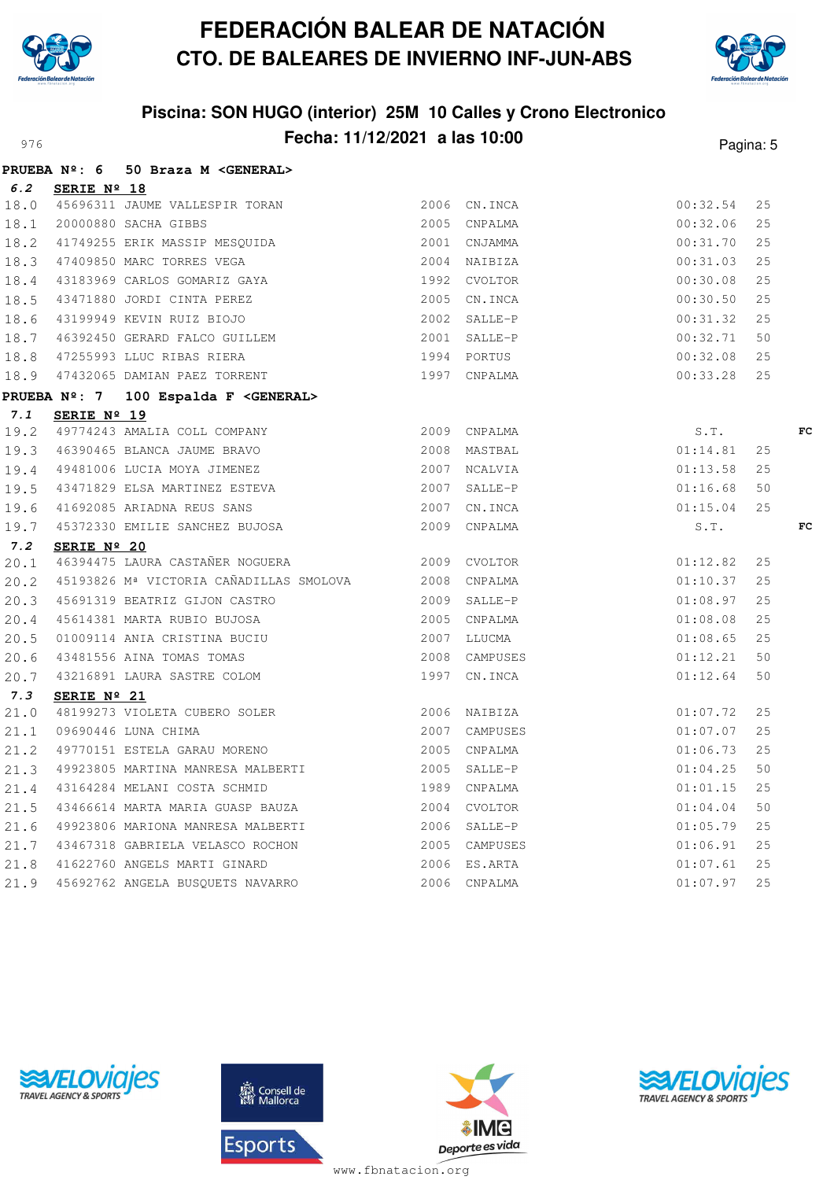# FEDERACIÓN BALEAR DE NATACIÓN
## CTO. DE BALEARES DE INVIERNO INF-JUN-ABS

### Piscina: SON HUGO (interior) 25M 10 Calles y Crono Electronico
### Fecha: 11/12/2021 a las 10:00

**PRUEBA Nº: 6 50 Braza M <GENERAL>**

**6.2 SERIE Nº 18**

| | | | | | | | |
|---|---|---|---|---|---|---|---|
| 18.0 | 45696311 | JAUME VALLESPIR TORAN | 2006 | CN.INCA | 00:32.54 | 25 | |
| 18.1 | 20000880 | SACHA GIBBS | 2005 | CNPALMA | 00:32.06 | 25 | |
| 18.2 | 41749255 | ERIK MASSIP MESQUIDA | 2001 | CNJAMMA | 00:31.70 | 25 | |
| 18.3 | 47409850 | MARC TORRES VEGA | 2004 | NAIBIZA | 00:31.03 | 25 | |
| 18.4 | 43183969 | CARLOS GOMARIZ GAYA | 1992 | CVOLTOR | 00:30.08 | 25 | |
| 18.5 | 43471880 | JORDI CINTA PEREZ | 2005 | CN.INCA | 00:30.50 | 25 | |
| 18.6 | 43199949 | KEVIN RUIZ BIOJO | 2002 | SALLE-P | 00:31.32 | 25 | |
| 18.7 | 46392450 | GERARD FALCO GUILLEM | 2001 | SALLE-P | 00:32.71 | 50 | |
| 18.8 | 47255993 | LLUC RIBAS RIERA | 1994 | PORTUS | 00:32.08 | 25 | |
| 18.9 | 47432065 | DAMIAN PAEZ TORRENT | 1997 | CNPALMA | 00:33.28 | 25 | |

**PRUEBA Nº: 7 100 Espalda F <GENERAL>**

**7.1 SERIE Nº 19**

| | | | | | | | |
|---|---|---|---|---|---|---|---|
| 19.2 | 49774243 | AMALIA COLL COMPANY | 2009 | CNPALMA | S.T. | | FC |
| 19.3 | 46390465 | BLANCA JAUME BRAVO | 2008 | MASTBAL | 01:14.81 | 25 | |
| 19.4 | 49481006 | LUCIA MOYA JIMENEZ | 2007 | NCALVIA | 01:13.58 | 25 | |
| 19.5 | 43471829 | ELSA MARTINEZ ESTEVA | 2007 | SALLE-P | 01:16.68 | 50 | |
| 19.6 | 41692085 | ARIADNA REUS SANS | 2007 | CN.INCA | 01:15.04 | 25 | |
| 19.7 | 45372330 | EMILIE SANCHEZ BUJOSA | 2009 | CNPALMA | S.T. | | FC |

**7.2 SERIE Nº 20**

| | | | | | | | |
|---|---|---|---|---|---|---|---|
| 20.1 | 46394475 | LAURA CASTAÑER NOGUERA | 2009 | CVOLTOR | 01:12.82 | 25 | |
| 20.2 | 45193826 | Mª VICTORIA CAÑADILLAS SMOLOVA | 2008 | CNPALMA | 01:10.37 | 25 | |
| 20.3 | 45691319 | BEATRIZ GIJON CASTRO | 2009 | SALLE-P | 01:08.97 | 25 | |
| 20.4 | 45614381 | MARTA RUBIO BUJOSA | 2005 | CNPALMA | 01:08.08 | 25 | |
| 20.5 | 01009114 | ANIA CRISTINA BUCIU | 2007 | LLUCMA | 01:08.65 | 25 | |
| 20.6 | 43481556 | AINA TOMAS TOMAS | 2008 | CAMPUSES | 01:12.21 | 50 | |
| 20.7 | 43216891 | LAURA SASTRE COLOM | 1997 | CN.INCA | 01:12.64 | 50 | |

**7.3 SERIE Nº 21**

| | | | | | | | |
|---|---|---|---|---|---|---|---|
| 21.0 | 48199273 | VIOLETA CUBERO SOLER | 2006 | NAIBIZA | 01:07.72 | 25 | |
| 21.1 | 09690446 | LUNA CHIMA | 2007 | CAMPUSES | 01:07.07 | 25 | |
| 21.2 | 49770151 | ESTELA GARAU MORENO | 2005 | CNPALMA | 01:06.73 | 25 | |
| 21.3 | 49923805 | MARTINA MANRESA MALBERTI | 2005 | SALLE-P | 01:04.25 | 50 | |
| 21.4 | 43164284 | MELANI COSTA SCHMID | 1989 | CNPALMA | 01:01.15 | 25 | |
| 21.5 | 43466614 | MARTA MARIA GUASP BAUZA | 2004 | CVOLTOR | 01:04.04 | 50 | |
| 21.6 | 49923806 | MARIONA MANRESA MALBERTI | 2006 | SALLE-P | 01:05.79 | 25 | |
| 21.7 | 43467318 | GABRIELA VELASCO ROCHON | 2005 | CAMPUSES | 01:06.91 | 25 | |
| 21.8 | 41622760 | ANGELS MARTI GINARD | 2006 | ES.ARTA | 01:07.61 | 25 | |
| 21.9 | 45692762 | ANGELA BUSQUETS NAVARRO | 2006 | CNPALMA | 01:07.97 | 25 | |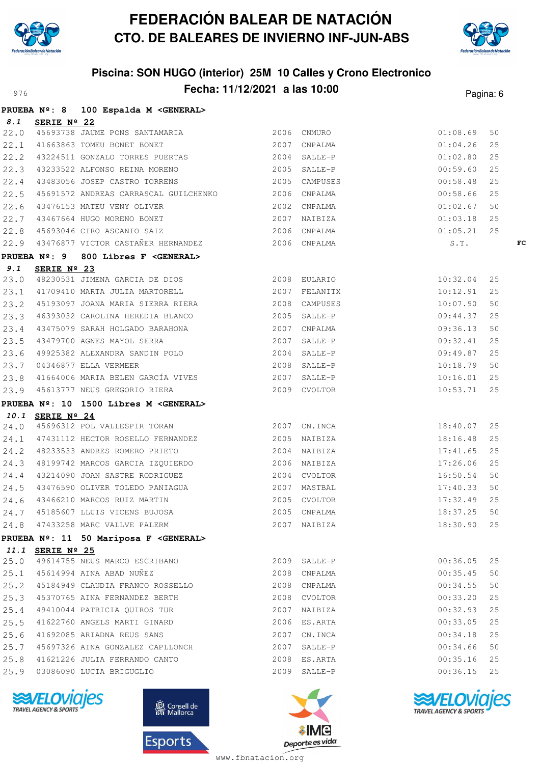# FEDERACIÓN BALEAR DE NATACIÓN
## CTO. DE BALEARES DE INVIERNO INF-JUN-ABS

### Piscina: SON HUGO (interior) 25M 10 Calles y Crono Electronico
### Fecha: 11/12/2021 a las 10:00

976

**PRUEBA Nº: 8 100 Espalda M <GENERAL>**

**8.1 SERIE Nº 22**

| | | | | | | | |
|---|---|---|---|---|---|---|---|
| 22.0 | 45693738 | JAUME PONS SANTAMARIA | 2006 | CNMURO | 01:08.69 | 50 | |
| 22.1 | 41663863 | TOMEU BONET BONET | 2007 | CNPALMA | 01:04.26 | 25 | |
| 22.2 | 43224511 | GONZALO TORRES PUERTAS | 2004 | SALLE-P | 01:02.80 | 25 | |
| 22.3 | 43233522 | ALFONSO REINA MORENO | 2005 | SALLE-P | 00:59.60 | 25 | |
| 22.4 | 43483056 | JOSEP CASTRO TORRENS | 2005 | CAMPUSES | 00:58.48 | 25 | |
| 22.5 | 45691572 | ANDREAS CARRASCAL GUILCHENKO | 2006 | CNPALMA | 00:58.66 | 25 | |
| 22.6 | 43476153 | MATEU VENY OLIVER | 2002 | CNPALMA | 01:02.67 | 50 | |
| 22.7 | 43467664 | HUGO MORENO BONET | 2007 | NAIBIZA | 01:03.18 | 25 | |
| 22.8 | 45693046 | CIRO ASCANIO SAIZ | 2006 | CNPALMA | 01:05.21 | 25 | |
| 22.9 | 43476877 | VICTOR CASTAÑER HERNANDEZ | 2006 | CNPALMA | S.T. | | FC |

**PRUEBA Nº: 9 800 Libres F <GENERAL>**

**9.1 SERIE Nº 23**

| | | | | | | |
|---|---|---|---|---|---|---|
| 23.0 | 48230531 | JIMENA GARCIA DE DIOS | 2008 | EULARIO | 10:32.04 | 25 |
| 23.1 | 41709410 | MARTA JULIA MARTORELL | 2007 | FELANITX | 10:12.91 | 25 |
| 23.2 | 45193097 | JOANA MARIA SIERRA RIERA | 2008 | CAMPUSES | 10:07.90 | 50 |
| 23.3 | 46393032 | CAROLINA HEREDIA BLANCO | 2005 | SALLE-P | 09:44.37 | 25 |
| 23.4 | 43475079 | SARAH HOLGADO BARAHONA | 2007 | CNPALMA | 09:36.13 | 50 |
| 23.5 | 43479700 | AGNES MAYOL SERRA | 2007 | SALLE-P | 09:32.41 | 25 |
| 23.6 | 49925382 | ALEXANDRA SANDIN POLO | 2004 | SALLE-P | 09:49.87 | 25 |
| 23.7 | 04346877 | ELLA VERMEER | 2008 | SALLE-P | 10:18.79 | 50 |
| 23.8 | 41664006 | MARIA BELEN GARCÍA VIVES | 2007 | SALLE-P | 10:16.01 | 25 |
| 23.9 | 45613777 | NEUS GREGORIO RIERA | 2009 | CVOLTOR | 10:53.71 | 25 |

**PRUEBA Nº: 10 1500 Libres M <GENERAL>**

**10.1 SERIE Nº 24**

| | | | | | | |
|---|---|---|---|---|---|---|
| 24.0 | 45696312 | POL VALLESPIR TORAN | 2007 | CN.INCA | 18:40.07 | 25 |
| 24.1 | 47431112 | HECTOR ROSELLO FERNANDEZ | 2005 | NAIBIZA | 18:16.48 | 25 |
| 24.2 | 48233533 | ANDRES ROMERO PRIETO | 2004 | NAIBIZA | 17:41.65 | 25 |
| 24.3 | 48199742 | MARCOS GARCIA IZQUIERDO | 2006 | NAIBIZA | 17:26.06 | 25 |
| 24.4 | 43214090 | JOAN SASTRE RODRIGUEZ | 2004 | CVOLTOR | 16:50.54 | 50 |
| 24.5 | 43476590 | OLIVER TOLEDO PANIAGUA | 2007 | MASTBAL | 17:40.33 | 50 |
| 24.6 | 43466210 | MARCOS RUIZ MARTIN | 2005 | CVOLTOR | 17:32.49 | 25 |
| 24.7 | 45185607 | LLUIS VICENS BUJOSA | 2005 | CNPALMA | 18:37.25 | 50 |
| 24.8 | 47433258 | MARC VALLVE PALERM | 2007 | NAIBIZA | 18:30.90 | 25 |

**PRUEBA Nº: 11 50 Mariposa F <GENERAL>**

**11.1 SERIE Nº 25**

| | | | | | | |
|---|---|---|---|---|---|---|
| 25.0 | 49614755 | NEUS MARCO ESCRIBANO | 2009 | SALLE-P | 00:36.05 | 25 |
| 25.1 | 45614994 | AINA ABAD NUÑEZ | 2008 | CNPALMA | 00:35.45 | 50 |
| 25.2 | 45184949 | CLAUDIA FRANCO ROSSELLO | 2008 | CNPALMA | 00:34.55 | 50 |
| 25.3 | 45370765 | AINA FERNANDEZ BERTH | 2008 | CVOLTOR | 00:33.20 | 25 |
| 25.4 | 49410044 | PATRICIA QUIROS TUR | 2007 | NAIBIZA | 00:32.93 | 25 |
| 25.5 | 41622760 | ANGELS MARTI GINARD | 2006 | ES.ARTA | 00:33.05 | 25 |
| 25.6 | 41692085 | ARIADNA REUS SANS | 2007 | CN.INCA | 00:34.18 | 25 |
| 25.7 | 45697326 | AINA GONZALEZ CAPLLONCH | 2007 | SALLE-P | 00:34.66 | 50 |
| 25.8 | 41621226 | JULIA FERRANDO CANTO | 2008 | ES.ARTA | 00:35.16 | 25 |
| 25.9 | 03086090 | LUCIA BRIGUGLIO | 2009 | SALLE-P | 00:36.15 | 25 |

www.fbnatacion.org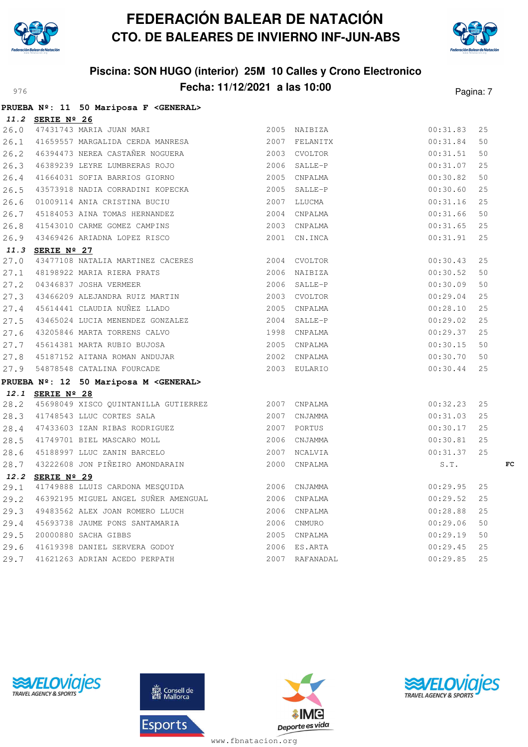# FEDERACIÓN BALEAR DE NATACIÓN
## CTO. DE BALEARES DE INVIERNO INF-JUN-ABS

### Piscina: SON HUGO (interior) 25M 10 Calles y Crono Electronico
### Fecha: 11/12/2021 a las 10:00

976

**PRUEBA Nº: 11 50 Mariposa F <GENERAL>**

***11.2* SERIE Nº 26**

| | | | | | | | |
|---|---|---|---|---|---|---|---|
| 26.0 | 47431743 | MARIA JUAN MARI | 2005 | NAIBIZA | 00:31.83 | 25 | |
| 26.1 | 41659557 | MARGALIDA CERDA MANRESA | 2007 | FELANITX | 00:31.84 | 50 | |
| 26.2 | 46394473 | NEREA CASTAÑER NOGUERA | 2003 | CVOLTOR | 00:31.51 | 50 | |
| 26.3 | 46389239 | LEYRE LUMBRERAS ROJO | 2006 | SALLE-P | 00:31.07 | 25 | |
| 26.4 | 41664031 | SOFIA BARRIOS GIORNO | 2005 | CNPALMA | 00:30.82 | 50 | |
| 26.5 | 43573918 | NADIA CORRADINI KOPECKA | 2005 | SALLE-P | 00:30.60 | 25 | |
| 26.6 | 01009114 | ANIA CRISTINA BUCIU | 2007 | LLUCMA | 00:31.16 | 25 | |
| 26.7 | 45184053 | AINA TOMAS HERNANDEZ | 2004 | CNPALMA | 00:31.66 | 50 | |
| 26.8 | 41543010 | CARME GOMEZ CAMPINS | 2003 | CNPALMA | 00:31.65 | 25 | |
| 26.9 | 43469426 | ARIADNA LOPEZ RISCO | 2001 | CN.INCA | 00:31.91 | 25 | |

***11.3* SERIE Nº 27**

| | | | | | | | |
|---|---|---|---|---|---|---|---|
| 27.0 | 43477108 | NATALIA MARTINEZ CACERES | 2004 | CVOLTOR | 00:30.43 | 25 | |
| 27.1 | 48198922 | MARIA RIERA PRATS | 2006 | NAIBIZA | 00:30.52 | 50 | |
| 27.2 | 04346837 | JOSHA VERMEER | 2006 | SALLE-P | 00:30.09 | 50 | |
| 27.3 | 43466209 | ALEJANDRA RUIZ MARTIN | 2003 | CVOLTOR | 00:29.04 | 25 | |
| 27.4 | 45614441 | CLAUDIA NUÑEZ LLADO | 2005 | CNPALMA | 00:28.10 | 25 | |
| 27.5 | 43465024 | LUCIA MENENDEZ GONZALEZ | 2004 | SALLE-P | 00:29.02 | 25 | |
| 27.6 | 43205846 | MARTA TORRENS CALVO | 1998 | CNPALMA | 00:29.37 | 25 | |
| 27.7 | 45614381 | MARTA RUBIO BUJOSA | 2005 | CNPALMA | 00:30.15 | 50 | |
| 27.8 | 45187152 | AITANA ROMAN ANDUJAR | 2002 | CNPALMA | 00:30.70 | 50 | |
| 27.9 | 54878548 | CATALINA FOURCADE | 2003 | EULARIO | 00:30.44 | 25 | |

**PRUEBA Nº: 12 50 Mariposa M <GENERAL>**

***12.1* SERIE Nº 28**

| | | | | | | | |
|---|---|---|---|---|---|---|---|
| 28.2 | 45698049 | XISCO QUINTANILLA GUTIERREZ | 2007 | CNPALMA | 00:32.23 | 25 | |
| 28.3 | 41748543 | LLUC CORTES SALA | 2007 | CNJAMMA | 00:31.03 | 25 | |
| 28.4 | 47433603 | IZAN RIBAS RODRIGUEZ | 2007 | PORTUS | 00:30.17 | 25 | |
| 28.5 | 41749701 | BIEL MASCARO MOLL | 2006 | CNJAMMA | 00:30.81 | 25 | |
| 28.6 | 45188997 | LLUC ZANIN BARCELO | 2007 | NCALVIA | 00:31.37 | 25 | |
| 28.7 | 43222608 | JON PIÑEIRO AMONDARAIN | 2000 | CNPALMA | S.T. | | FC |

***12.2* SERIE Nº 29**

| | | | | | | | |
|---|---|---|---|---|---|---|---|
| 29.1 | 41749888 | LLUIS CARDONA MESQUIDA | 2006 | CNJAMMA | 00:29.95 | 25 | |
| 29.2 | 46392195 | MIGUEL ANGEL SUÑER AMENGUAL | 2006 | CNPALMA | 00:29.52 | 25 | |
| 29.3 | 49483562 | ALEX JOAN ROMERO LLUCH | 2006 | CNPALMA | 00:28.88 | 25 | |
| 29.4 | 45693738 | JAUME PONS SANTAMARIA | 2006 | CNMURO | 00:29.06 | 50 | |
| 29.5 | 20000880 | SACHA GIBBS | 2005 | CNPALMA | 00:29.19 | 50 | |
| 29.6 | 41619398 | DANIEL SERVERA GODOY | 2006 | ES.ARTA | 00:29.45 | 25 | |
| 29.7 | 41621263 | ADRIAN ACEDO PERPATH | 2007 | RAFANADAL | 00:29.85 | 25 | |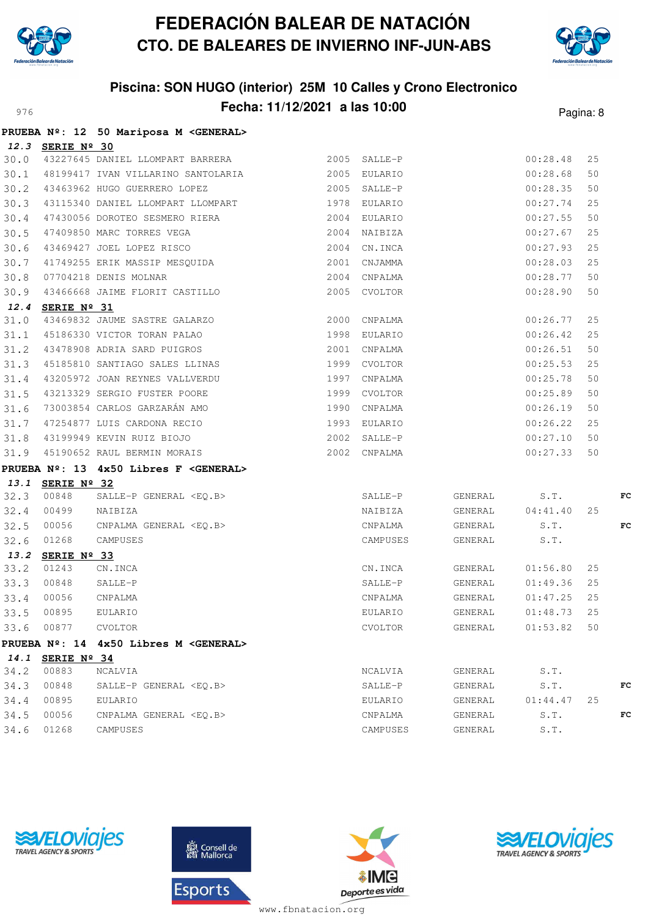# FEDERACIÓN BALEAR DE NATACIÓN
## CTO. DE BALEARES DE INVIERNO INF-JUN-ABS

### Piscina: SON HUGO (interior) 25M 10 Calles y Crono Electronico
### Fecha: 11/12/2021 a las 10:00

976

**PRUEBA Nº: 12 50 Mariposa M <GENERAL>**

**12.3 SERIE Nº 30**

| | | | | | | |
|---|---|---|---|---|---|---|
| 30.0 | 43227645 | DANIEL LLOMPART BARRERA | 2005 | SALLE-P | 00:28.48 | 25 |
| 30.1 | 48199417 | IVAN VILLARINO SANTOLARIA | 2005 | EULARIO | 00:28.68 | 50 |
| 30.2 | 43463962 | HUGO GUERRERO LOPEZ | 2005 | SALLE-P | 00:28.35 | 50 |
| 30.3 | 43115340 | DANIEL LLOMPART LLOMPART | 1978 | EULARIO | 00:27.74 | 25 |
| 30.4 | 47430056 | DOROTEO SESMERO RIERA | 2004 | EULARIO | 00:27.55 | 50 |
| 30.5 | 47409850 | MARC TORRES VEGA | 2004 | NAIBIZA | 00:27.67 | 25 |
| 30.6 | 43469427 | JOEL LOPEZ RISCO | 2004 | CN.INCA | 00:27.93 | 25 |
| 30.7 | 41749255 | ERIK MASSIP MESQUIDA | 2001 | CNJAMMA | 00:28.03 | 25 |
| 30.8 | 07704218 | DENIS MOLNAR | 2004 | CNPALMA | 00:28.77 | 50 |
| 30.9 | 43466668 | JAIME FLORIT CASTILLO | 2005 | CVOLTOR | 00:28.90 | 50 |

**12.4 SERIE Nº 31**

| | | | | | | |
|---|---|---|---|---|---|---|
| 31.0 | 43469832 | JAUME SASTRE GALARZO | 2000 | CNPALMA | 00:26.77 | 25 |
| 31.1 | 45186330 | VICTOR TORAN PALAO | 1998 | EULARIO | 00:26.42 | 25 |
| 31.2 | 43478908 | ADRIA SARD PUIGROS | 2001 | CNPALMA | 00:26.51 | 50 |
| 31.3 | 45185810 | SANTIAGO SALES LLINAS | 1999 | CVOLTOR | 00:25.53 | 25 |
| 31.4 | 43205972 | JOAN REYNES VALLVERDU | 1997 | CNPALMA | 00:25.78 | 50 |
| 31.5 | 43213329 | SERGIO FUSTER POORE | 1999 | CVOLTOR | 00:25.89 | 50 |
| 31.6 | 73003854 | CARLOS GARZARÁN AMO | 1990 | CNPALMA | 00:26.19 | 50 |
| 31.7 | 47254877 | LUIS CARDONA RECIO | 1993 | EULARIO | 00:26.22 | 25 |
| 31.8 | 43199949 | KEVIN RUIZ BIOJO | 2002 | SALLE-P | 00:27.10 | 50 |
| 31.9 | 45190652 | RAUL BERMIN MORAIS | 2002 | CNPALMA | 00:27.33 | 50 |

**PRUEBA Nº: 13 4x50 Libres F <GENERAL>**

**13.1 SERIE Nº 32**

| | | | | | | | |
|---|---|---|---|---|---|---|---|
| 32.3 | 00848 | SALLE-P GENERAL <EQ.B> | SALLE-P | GENERAL | S.T. | | FC |
| 32.4 | 00499 | NAIBIZA | NAIBIZA | GENERAL | 04:41.40 | 25 | |
| 32.5 | 00056 | CNPALMA GENERAL <EQ.B> | CNPALMA | GENERAL | S.T. | | FC |
| 32.6 | 01268 | CAMPUSES | CAMPUSES | GENERAL | S.T. | | |

**13.2 SERIE Nº 33**

| | | | | | | |
|---|---|---|---|---|---|---|
| 33.2 | 01243 | CN.INCA | CN.INCA | GENERAL | 01:56.80 | 25 |
| 33.3 | 00848 | SALLE-P | SALLE-P | GENERAL | 01:49.36 | 25 |
| 33.4 | 00056 | CNPALMA | CNPALMA | GENERAL | 01:47.25 | 25 |
| 33.5 | 00895 | EULARIO | EULARIO | GENERAL | 01:48.73 | 25 |
| 33.6 | 00877 | CVOLTOR | CVOLTOR | GENERAL | 01:53.82 | 50 |

**PRUEBA Nº: 14 4x50 Libres M <GENERAL>**

**14.1 SERIE Nº 34**

| | | | | | | | |
|---|---|---|---|---|---|---|---|
| 34.2 | 00883 | NCALVIA | NCALVIA | GENERAL | S.T. | | |
| 34.3 | 00848 | SALLE-P GENERAL <EQ.B> | SALLE-P | GENERAL | S.T. | | FC |
| 34.4 | 00895 | EULARIO | EULARIO | GENERAL | 01:44.47 | 25 | |
| 34.5 | 00056 | CNPALMA GENERAL <EQ.B> | CNPALMA | GENERAL | S.T. | | FC |
| 34.6 | 01268 | CAMPUSES | CAMPUSES | GENERAL | S.T. | | |

www.fbnatacion.org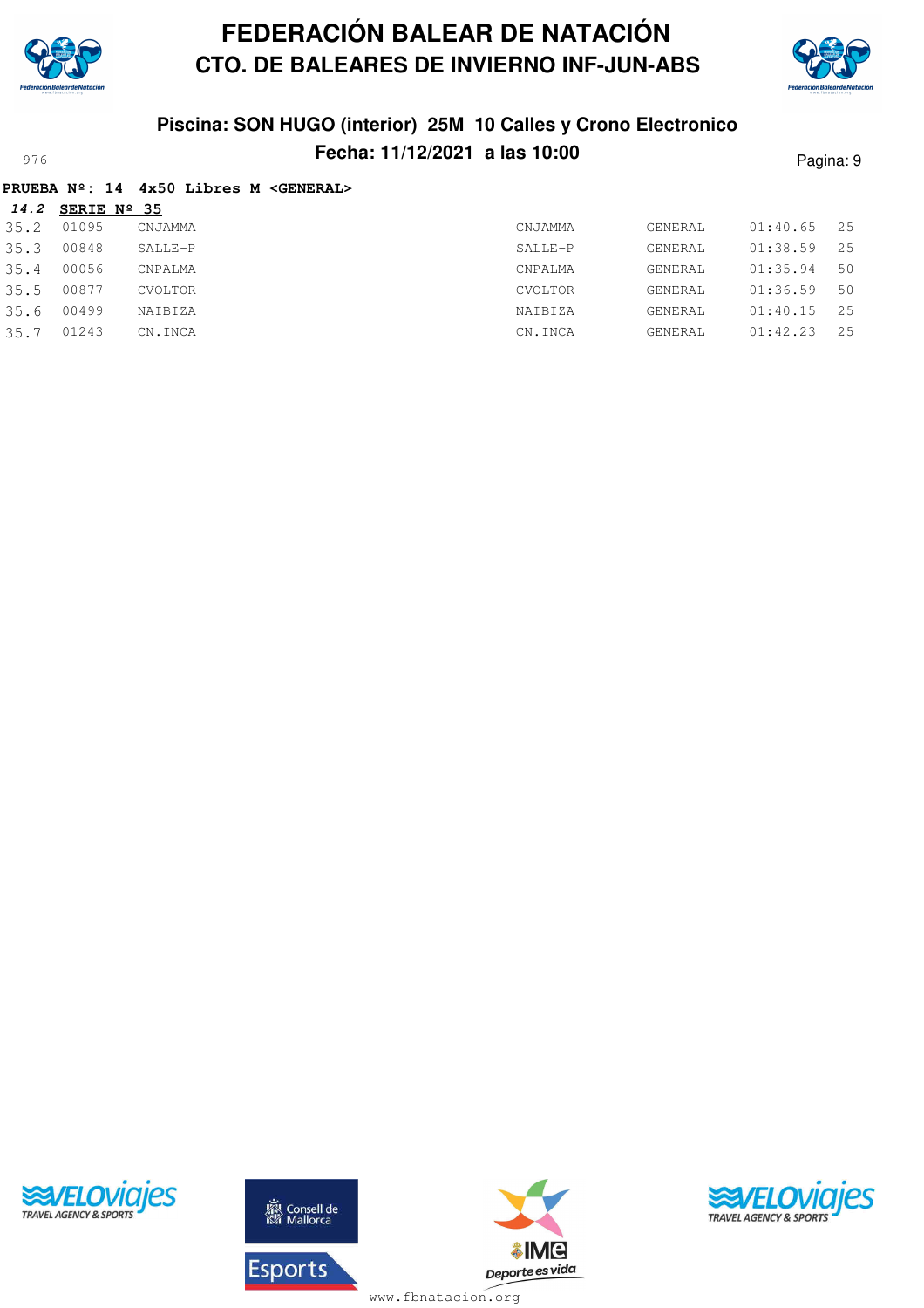# FEDERACIÓN BALEAR DE NATACIÓN
## CTO. DE BALEARES DE INVIERNO INF-JUN-ABS

### Piscina: SON HUGO (interior) 25M 10 Calles y Crono Electronico
### Fecha: 11/12/2021 a las 10:00

976

**PRUEBA Nº: 14 4x50 Libres M <GENERAL>**

***14.2*** **SERIE Nº 35**

| | | | | | | |
|---|---|---|---|---|---|---|
| 35.2 | 01095 | CNJAMMA | CNJAMMA | GENERAL | 01:40.65 | 25 |
| 35.3 | 00848 | SALLE-P | SALLE-P | GENERAL | 01:38.59 | 25 |
| 35.4 | 00056 | CNPALMA | CNPALMA | GENERAL | 01:35.94 | 50 |
| 35.5 | 00877 | CVOLTOR | CVOLTOR | GENERAL | 01:36.59 | 50 |
| 35.6 | 00499 | NAIBIZA | NAIBIZA | GENERAL | 01:40.15 | 25 |
| 35.7 | 01243 | CN.INCA | CN.INCA | GENERAL | 01:42.23 | 25 |

www.fbnatacion.org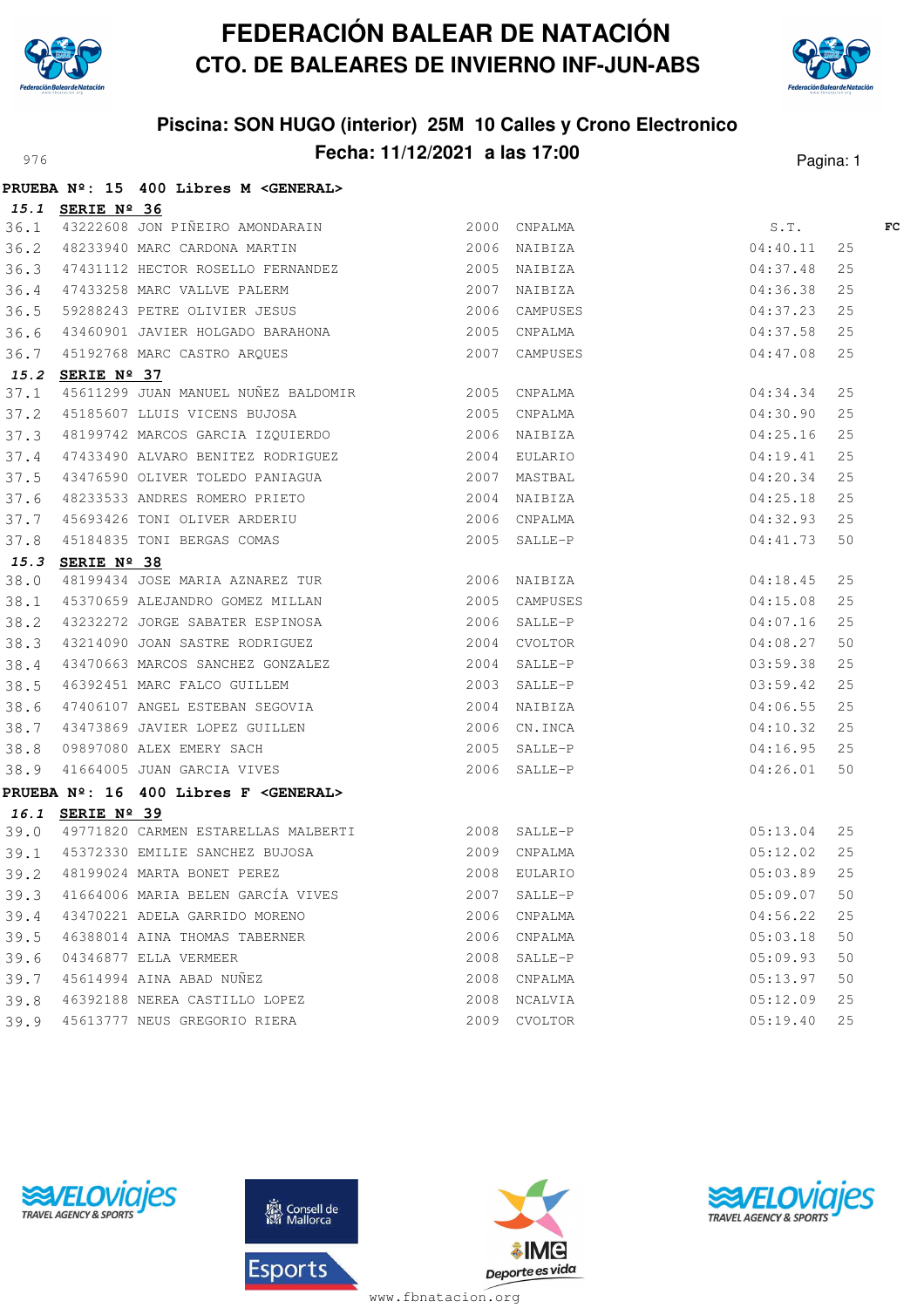# FEDERACIÓN BALEAR DE NATACIÓN
## CTO. DE BALEARES DE INVIERNO INF-JUN-ABS

### Piscina: SON HUGO (interior) 25M 10 Calles y Crono Electronico
### Fecha: 11/12/2021 a las 17:00

976

**PRUEBA Nº: 15 400 Libres M <GENERAL>**

**15.1 SERIE Nº 36**

| | | | | | | |
|---|---|---|---|---|---|---|
| 36.1 | 43222608 JON PIÑEIRO AMONDARAIN | 2000 | CNPALMA | S.T. | | FC |
| 36.2 | 48233940 MARC CARDONA MARTIN | 2006 | NAIBIZA | 04:40.11 | 25 | |
| 36.3 | 47431112 HECTOR ROSELLO FERNANDEZ | 2005 | NAIBIZA | 04:37.48 | 25 | |
| 36.4 | 47433258 MARC VALLVE PALERM | 2007 | NAIBIZA | 04:36.38 | 25 | |
| 36.5 | 59288243 PETRE OLIVIER JESUS | 2006 | CAMPUSES | 04:37.23 | 25 | |
| 36.6 | 43460901 JAVIER HOLGADO BARAHONA | 2005 | CNPALMA | 04:37.58 | 25 | |
| 36.7 | 45192768 MARC CASTRO ARQUES | 2007 | CAMPUSES | 04:47.08 | 25 | |

**15.2 SERIE Nº 37**

| | | | | | |
|---|---|---|---|---|---|
| 37.1 | 45611299 JUAN MANUEL NUÑEZ BALDOMIR | 2005 | CNPALMA | 04:34.34 | 25 |
| 37.2 | 45185607 LLUIS VICENS BUJOSA | 2005 | CNPALMA | 04:30.90 | 25 |
| 37.3 | 48199742 MARCOS GARCIA IZQUIERDO | 2006 | NAIBIZA | 04:25.16 | 25 |
| 37.4 | 47433490 ALVARO BENITEZ RODRIGUEZ | 2004 | EULARIO | 04:19.41 | 25 |
| 37.5 | 43476590 OLIVER TOLEDO PANIAGUA | 2007 | MASTBAL | 04:20.34 | 25 |
| 37.6 | 48233533 ANDRES ROMERO PRIETO | 2004 | NAIBIZA | 04:25.18 | 25 |
| 37.7 | 45693426 TONI OLIVER ARDERIU | 2006 | CNPALMA | 04:32.93 | 25 |
| 37.8 | 45184835 TONI BERGAS COMAS | 2005 | SALLE-P | 04:41.73 | 50 |

**15.3 SERIE Nº 38**

| | | | | | |
|---|---|---|---|---|---|
| 38.0 | 48199434 JOSE MARIA AZNAREZ TUR | 2006 | NAIBIZA | 04:18.45 | 25 |
| 38.1 | 45370659 ALEJANDRO GOMEZ MILLAN | 2005 | CAMPUSES | 04:15.08 | 25 |
| 38.2 | 43232272 JORGE SABATER ESPINOSA | 2006 | SALLE-P | 04:07.16 | 25 |
| 38.3 | 43214090 JOAN SASTRE RODRIGUEZ | 2004 | CVOLTOR | 04:08.27 | 50 |
| 38.4 | 43470663 MARCOS SANCHEZ GONZALEZ | 2004 | SALLE-P | 03:59.38 | 25 |
| 38.5 | 46392451 MARC FALCO GUILLEM | 2003 | SALLE-P | 03:59.42 | 25 |
| 38.6 | 47406107 ANGEL ESTEBAN SEGOVIA | 2004 | NAIBIZA | 04:06.55 | 25 |
| 38.7 | 43473869 JAVIER LOPEZ GUILLEN | 2006 | CN.INCA | 04:10.32 | 25 |
| 38.8 | 09897080 ALEX EMERY SACH | 2005 | SALLE-P | 04:16.95 | 25 |
| 38.9 | 41664005 JUAN GARCIA VIVES | 2006 | SALLE-P | 04:26.01 | 50 |

**PRUEBA Nº: 16 400 Libres F <GENERAL>**

**16.1 SERIE Nº 39**

| | | | | | |
|---|---|---|---|---|---|
| 39.0 | 49771820 CARMEN ESTARELLAS MALBERTI | 2008 | SALLE-P | 05:13.04 | 25 |
| 39.1 | 45372330 EMILIE SANCHEZ BUJOSA | 2009 | CNPALMA | 05:12.02 | 25 |
| 39.2 | 48199024 MARTA BONET PEREZ | 2008 | EULARIO | 05:03.89 | 25 |
| 39.3 | 41664006 MARIA BELEN GARCÍA VIVES | 2007 | SALLE-P | 05:09.07 | 50 |
| 39.4 | 43470221 ADELA GARRIDO MORENO | 2006 | CNPALMA | 04:56.22 | 25 |
| 39.5 | 46388014 AINA THOMAS TABERNER | 2006 | CNPALMA | 05:03.18 | 50 |
| 39.6 | 04346877 ELLA VERMEER | 2008 | SALLE-P | 05:09.93 | 50 |
| 39.7 | 45614994 AINA ABAD NUÑEZ | 2008 | CNPALMA | 05:13.97 | 50 |
| 39.8 | 46392188 NEREA CASTILLO LOPEZ | 2008 | NCALVIA | 05:12.09 | 25 |
| 39.9 | 45613777 NEUS GREGORIO RIERA | 2009 | CVOLTOR | 05:19.40 | 25 |

www.fbnatacion.org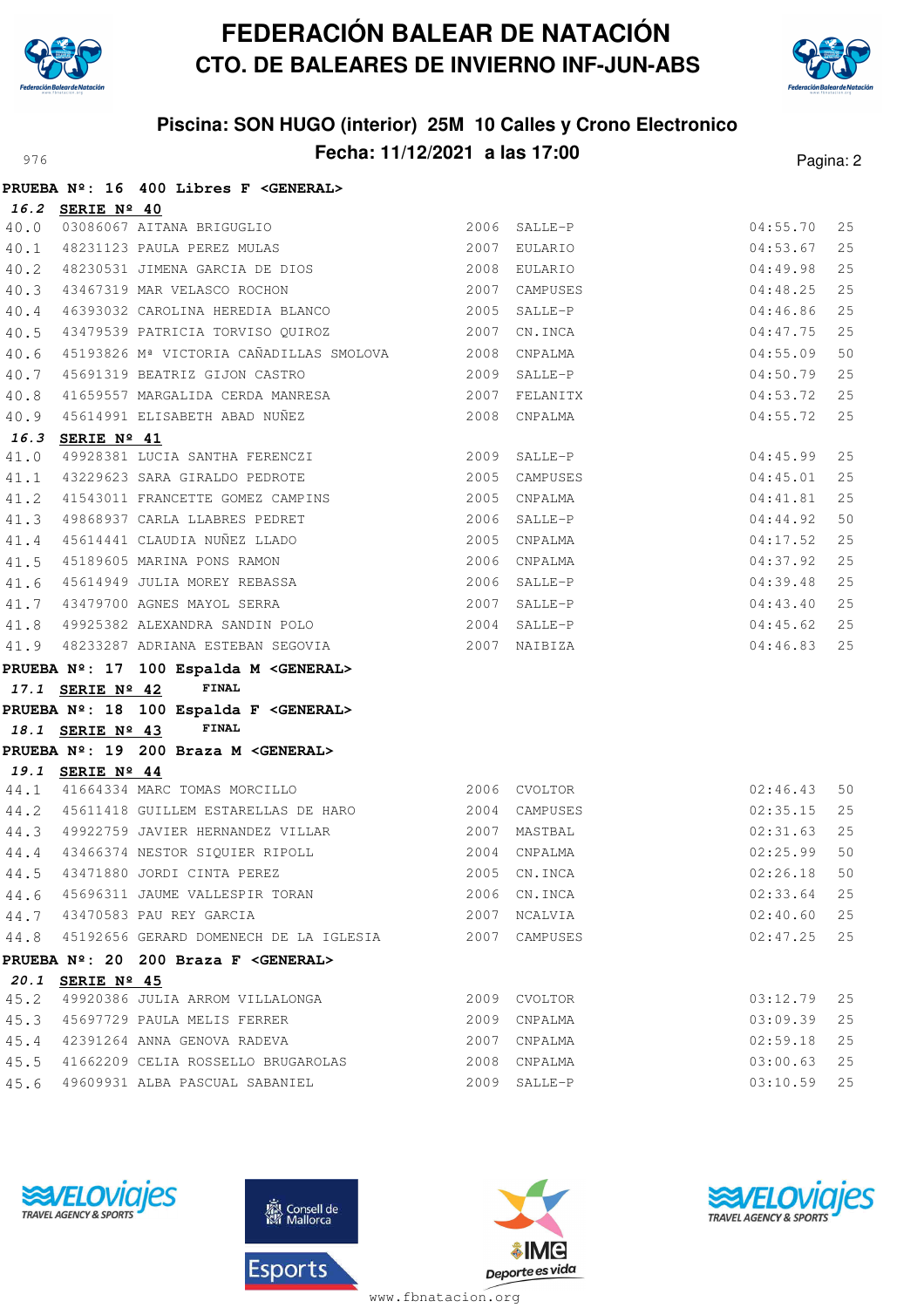# FEDERACIÓN BALEAR DE NATACIÓN
## CTO. DE BALEARES DE INVIERNO INF-JUN-ABS

### Piscina: SON HUGO (interior) 25M 10 Calles y Crono Electronico
### Fecha: 11/12/2021 a las 17:00

976

**PRUEBA Nº: 16 400 Libres F <GENERAL>**

***16.2* SERIE Nº 40**

| | | | | | | |
|---|---|---|---|---|---|---|
| 40.0 | 03086067 | AITANA BRIGUGLIO | 2006 | SALLE-P | 04:55.70 | 25 |
| 40.1 | 48231123 | PAULA PEREZ MULAS | 2007 | EULARIO | 04:53.67 | 25 |
| 40.2 | 48230531 | JIMENA GARCIA DE DIOS | 2008 | EULARIO | 04:49.98 | 25 |
| 40.3 | 43467319 | MAR VELASCO ROCHON | 2007 | CAMPUSES | 04:48.25 | 25 |
| 40.4 | 46393032 | CAROLINA HEREDIA BLANCO | 2005 | SALLE-P | 04:46.86 | 25 |
| 40.5 | 43479539 | PATRICIA TORVISO QUIROZ | 2007 | CN.INCA | 04:47.75 | 25 |
| 40.6 | 45193826 | Mª VICTORIA CAÑADILLAS SMOLOVA | 2008 | CNPALMA | 04:55.09 | 50 |
| 40.7 | 45691319 | BEATRIZ GIJON CASTRO | 2009 | SALLE-P | 04:50.79 | 25 |
| 40.8 | 41659557 | MARGALIDA CERDA MANRESA | 2007 | FELANITX | 04:53.72 | 25 |
| 40.9 | 45614991 | ELISABETH ABAD NUÑEZ | 2008 | CNPALMA | 04:55.72 | 25 |

***16.3* SERIE Nº 41**

| | | | | | | |
|---|---|---|---|---|---|---|
| 41.0 | 49928381 | LUCIA SANTHA FERENCZI | 2009 | SALLE-P | 04:45.99 | 25 |
| 41.1 | 43229623 | SARA GIRALDO PEDROTE | 2005 | CAMPUSES | 04:45.01 | 25 |
| 41.2 | 41543011 | FRANCETTE GOMEZ CAMPINS | 2005 | CNPALMA | 04:41.81 | 25 |
| 41.3 | 49868937 | CARLA LLABRES PEDRET | 2006 | SALLE-P | 04:44.92 | 50 |
| 41.4 | 45614441 | CLAUDIA NUÑEZ LLADO | 2005 | CNPALMA | 04:17.52 | 25 |
| 41.5 | 45189605 | MARINA PONS RAMON | 2006 | CNPALMA | 04:37.92 | 25 |
| 41.6 | 45614949 | JULIA MOREY REBASSA | 2006 | SALLE-P | 04:39.48 | 25 |
| 41.7 | 43479700 | AGNES MAYOL SERRA | 2007 | SALLE-P | 04:43.40 | 25 |
| 41.8 | 49925382 | ALEXANDRA SANDIN POLO | 2004 | SALLE-P | 04:45.62 | 25 |
| 41.9 | 48233287 | ADRIANA ESTEBAN SEGOVIA | 2007 | NAIBIZA | 04:46.83 | 25 |

**PRUEBA Nº: 17 100 Espalda M <GENERAL>**

***17.1* SERIE Nº 42** FINAL

**PRUEBA Nº: 18 100 Espalda F <GENERAL>**

***18.1* SERIE Nº 43** FINAL

**PRUEBA Nº: 19 200 Braza M <GENERAL>**

***19.1* SERIE Nº 44**

| | | | | | | |
|---|---|---|---|---|---|---|
| 44.1 | 41664334 | MARC TOMAS MORCILLO | 2006 | CVOLTOR | 02:46.43 | 50 |
| 44.2 | 45611418 | GUILLEM ESTARELLAS DE HARO | 2004 | CAMPUSES | 02:35.15 | 25 |
| 44.3 | 49922759 | JAVIER HERNANDEZ VILLAR | 2007 | MASTBAL | 02:31.63 | 25 |
| 44.4 | 43466374 | NESTOR SIQUIER RIPOLL | 2004 | CNPALMA | 02:25.99 | 50 |
| 44.5 | 43471880 | JORDI CINTA PEREZ | 2005 | CN.INCA | 02:26.18 | 50 |
| 44.6 | 45696311 | JAUME VALLESPIR TORAN | 2006 | CN.INCA | 02:33.64 | 25 |
| 44.7 | 43470583 | PAU REY GARCIA | 2007 | NCALVIA | 02:40.60 | 25 |
| 44.8 | 45192656 | GERARD DOMENECH DE LA IGLESIA | 2007 | CAMPUSES | 02:47.25 | 25 |

**PRUEBA Nº: 20 200 Braza F <GENERAL>**

***20.1* SERIE Nº 45**

| | | | | | | |
|---|---|---|---|---|---|---|
| 45.2 | 49920386 | JULIA ARROM VILLALONGA | 2009 | CVOLTOR | 03:12.79 | 25 |
| 45.3 | 45697729 | PAULA MELIS FERRER | 2009 | CNPALMA | 03:09.39 | 25 |
| 45.4 | 42391264 | ANNA GENOVA RADEVA | 2007 | CNPALMA | 02:59.18 | 25 |
| 45.5 | 41662209 | CELIA ROSSELLO BRUGAROLAS | 2008 | CNPALMA | 03:00.63 | 25 |
| 45.6 | 49609931 | ALBA PASCUAL SABANIEL | 2009 | SALLE-P | 03:10.59 | 25 |

www.fbnatacion.org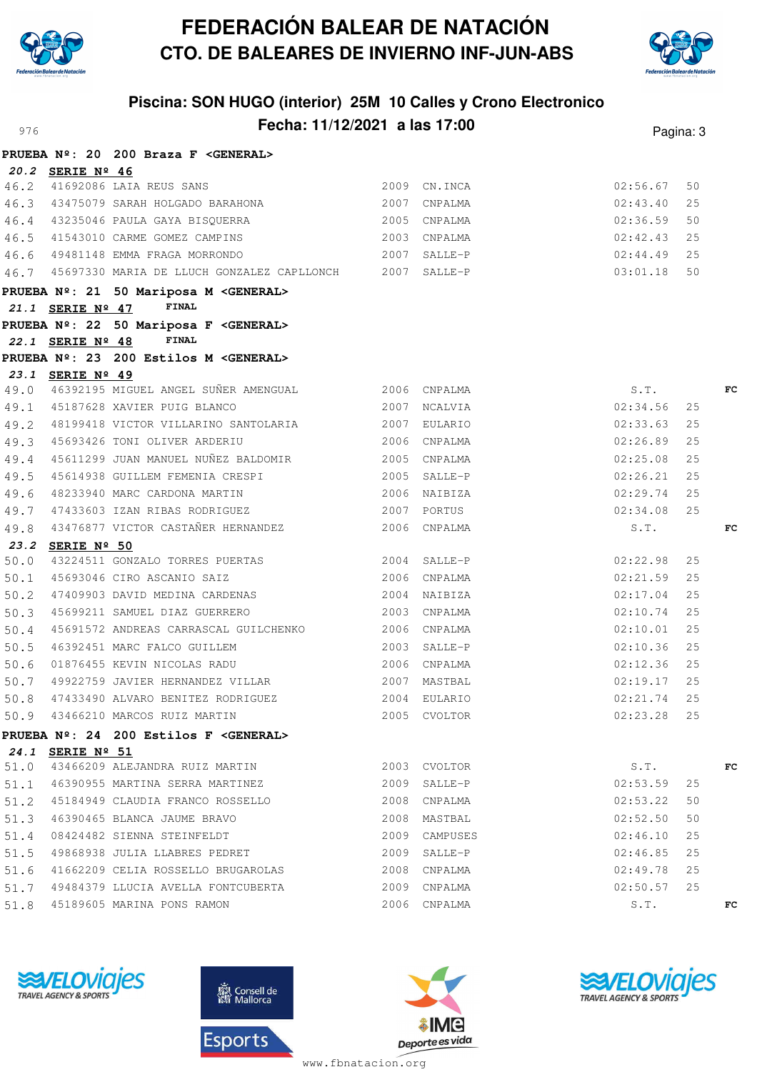# FEDERACIÓN BALEAR DE NATACIÓN
## CTO. DE BALEARES DE INVIERNO INF-JUN-ABS

### Piscina: SON HUGO (interior) 25M 10 Calles y Crono Electronico
### Fecha: 11/12/2021 a las 17:00

976

**PRUEBA Nº: 20 200 Braza F <GENERAL>**

***20.2*** **SERIE Nº 46**

| | | | | | | | |
|---|---|---|---|---|---|---|---|
| 46.2 | 41692086 | LAIA REUS SANS | 2009 | CN.INCA | 02:56.67 | 50 | |
| 46.3 | 43475079 | SARAH HOLGADO BARAHONA | 2007 | CNPALMA | 02:43.40 | 25 | |
| 46.4 | 43235046 | PAULA GAYA BISQUERRA | 2005 | CNPALMA | 02:36.59 | 50 | |
| 46.5 | 41543010 | CARME GOMEZ CAMPINS | 2003 | CNPALMA | 02:42.43 | 25 | |
| 46.6 | 49481148 | EMMA FRAGA MORRONDO | 2007 | SALLE-P | 02:44.49 | 25 | |
| 46.7 | 45697330 | MARIA DE LLUCH GONZALEZ CAPLLONCH | 2007 | SALLE-P | 03:01.18 | 50 | |

**PRUEBA Nº: 21 50 Mariposa M <GENERAL>**

***21.1*** **SERIE Nº 47** FINAL

**PRUEBA Nº: 22 50 Mariposa F <GENERAL>**

***22.1*** **SERIE Nº 48** FINAL

**PRUEBA Nº: 23 200 Estilos M <GENERAL>**

***23.1*** **SERIE Nº 49**

| | | | | | | | |
|---|---|---|---|---|---|---|---|
| 49.0 | 46392195 | MIGUEL ANGEL SUÑER AMENGUAL | 2006 | CNPALMA | S.T. | | FC |
| 49.1 | 45187628 | XAVIER PUIG BLANCO | 2007 | NCALVIA | 02:34.56 | 25 | |
| 49.2 | 48199418 | VICTOR VILLARINO SANTOLARIA | 2007 | EULARIO | 02:33.63 | 25 | |
| 49.3 | 45693426 | TONI OLIVER ARDERIU | 2006 | CNPALMA | 02:26.89 | 25 | |
| 49.4 | 45611299 | JUAN MANUEL NUÑEZ BALDOMIR | 2005 | CNPALMA | 02:25.08 | 25 | |
| 49.5 | 45614938 | GUILLEM FEMENIA CRESPI | 2005 | SALLE-P | 02:26.21 | 25 | |
| 49.6 | 48233940 | MARC CARDONA MARTIN | 2006 | NAIBIZA | 02:29.74 | 25 | |
| 49.7 | 47433603 | IZAN RIBAS RODRIGUEZ | 2007 | PORTUS | 02:34.08 | 25 | |
| 49.8 | 43476877 | VICTOR CASTAÑER HERNANDEZ | 2006 | CNPALMA | S.T. | | FC |

***23.2*** **SERIE Nº 50**

| | | | | | | | |
|---|---|---|---|---|---|---|---|
| 50.0 | 43224511 | GONZALO TORRES PUERTAS | 2004 | SALLE-P | 02:22.98 | 25 | |
| 50.1 | 45693046 | CIRO ASCANIO SAIZ | 2006 | CNPALMA | 02:21.59 | 25 | |
| 50.2 | 47409903 | DAVID MEDINA CARDENAS | 2004 | NAIBIZA | 02:17.04 | 25 | |
| 50.3 | 45699211 | SAMUEL DIAZ GUERRERO | 2003 | CNPALMA | 02:10.74 | 25 | |
| 50.4 | 45691572 | ANDREAS CARRASCAL GUILCHENKO | 2006 | CNPALMA | 02:10.01 | 25 | |
| 50.5 | 46392451 | MARC FALCO GUILLEM | 2003 | SALLE-P | 02:10.36 | 25 | |
| 50.6 | 01876455 | KEVIN NICOLAS RADU | 2006 | CNPALMA | 02:12.36 | 25 | |
| 50.7 | 49922759 | JAVIER HERNANDEZ VILLAR | 2007 | MASTBAL | 02:19.17 | 25 | |
| 50.8 | 47433490 | ALVARO BENITEZ RODRIGUEZ | 2004 | EULARIO | 02:21.74 | 25 | |
| 50.9 | 43466210 | MARCOS RUIZ MARTIN | 2005 | CVOLTOR | 02:23.28 | 25 | |

**PRUEBA Nº: 24 200 Estilos F <GENERAL>**

***24.1*** **SERIE Nº 51**

| | | | | | | | |
|---|---|---|---|---|---|---|---|
| 51.0 | 43466209 | ALEJANDRA RUIZ MARTIN | 2003 | CVOLTOR | S.T. | | FC |
| 51.1 | 46390955 | MARTINA SERRA MARTINEZ | 2009 | SALLE-P | 02:53.59 | 25 | |
| 51.2 | 45184949 | CLAUDIA FRANCO ROSSELLO | 2008 | CNPALMA | 02:53.22 | 50 | |
| 51.3 | 46390465 | BLANCA JAUME BRAVO | 2008 | MASTBAL | 02:52.50 | 50 | |
| 51.4 | 08424482 | SIENNA STEINFELDT | 2009 | CAMPUSES | 02:46.10 | 25 | |
| 51.5 | 49868938 | JULIA LLABRES PEDRET | 2009 | SALLE-P | 02:46.85 | 25 | |
| 51.6 | 41662209 | CELIA ROSSELLO BRUGAROLAS | 2008 | CNPALMA | 02:49.78 | 25 | |
| 51.7 | 49484379 | LLUCIA AVELLA FONTCUBERTA | 2009 | CNPALMA | 02:50.57 | 25 | |
| 51.8 | 45189605 | MARINA PONS RAMON | 2006 | CNPALMA | S.T. | | FC |

www.fbnatacion.org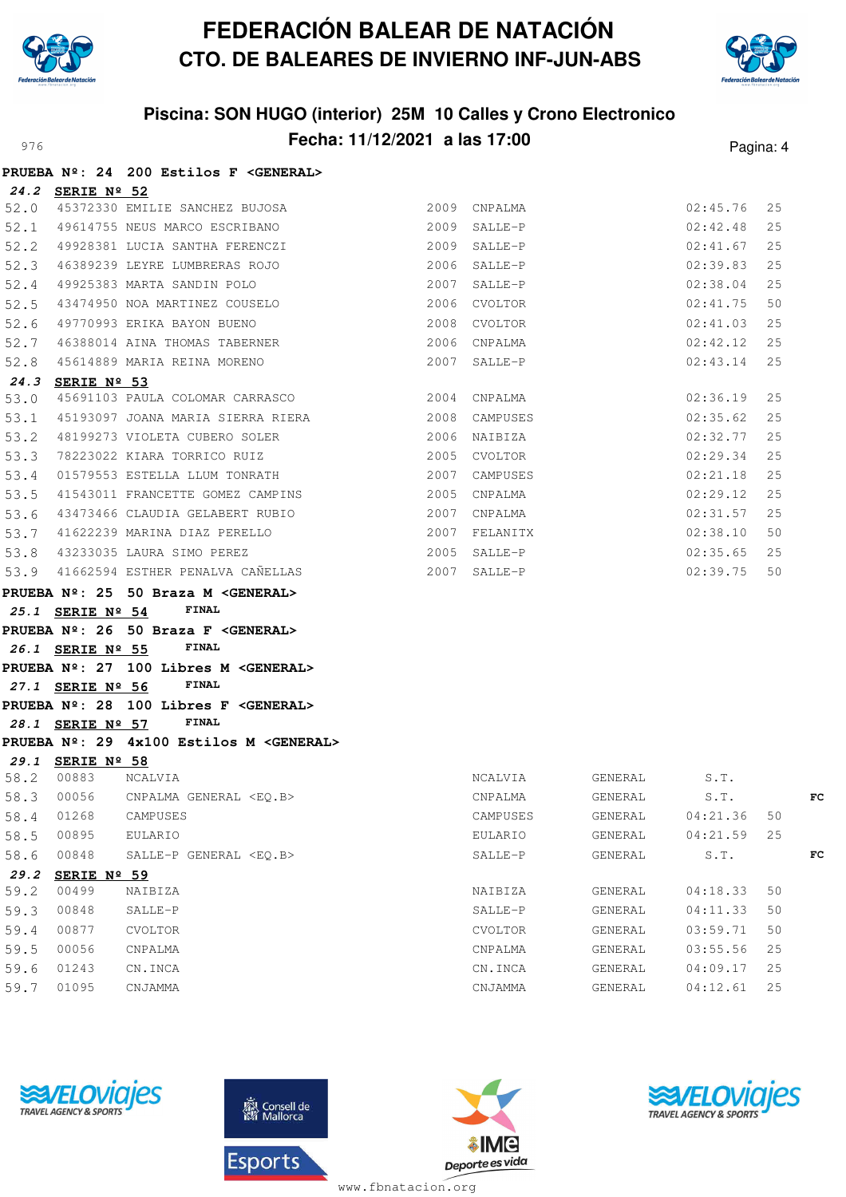# FEDERACIÓN BALEAR DE NATACIÓN
## CTO. DE BALEARES DE INVIERNO INF-JUN-ABS

### Piscina: SON HUGO (interior) 25M 10 Calles y Crono Electronico
### Fecha: 11/12/2021 a las 17:00

976

**PRUEBA Nº: 24 200 Estilos F <GENERAL>**

***24.2* SERIE Nº 52**

| | | | | | | |
|---|---|---|---|---|---|---|
| 52.0 | 45372330 | EMILIE SANCHEZ BUJOSA | 2009 | CNPALMA | 02:45.76 | 25 |
| 52.1 | 49614755 | NEUS MARCO ESCRIBANO | 2009 | SALLE-P | 02:42.48 | 25 |
| 52.2 | 49928381 | LUCIA SANTHA FERENCZI | 2009 | SALLE-P | 02:41.67 | 25 |
| 52.3 | 46389239 | LEYRE LUMBRERAS ROJO | 2006 | SALLE-P | 02:39.83 | 25 |
| 52.4 | 49925383 | MARTA SANDIN POLO | 2007 | SALLE-P | 02:38.04 | 25 |
| 52.5 | 43474950 | NOA MARTINEZ COUSELO | 2006 | CVOLTOR | 02:41.75 | 50 |
| 52.6 | 49770993 | ERIKA BAYON BUENO | 2008 | CVOLTOR | 02:41.03 | 25 |
| 52.7 | 46388014 | AINA THOMAS TABERNER | 2006 | CNPALMA | 02:42.12 | 25 |
| 52.8 | 45614889 | MARIA REINA MORENO | 2007 | SALLE-P | 02:43.14 | 25 |

***24.3* SERIE Nº 53**

| | | | | | | |
|---|---|---|---|---|---|---|
| 53.0 | 45691103 | PAULA COLOMAR CARRASCO | 2004 | CNPALMA | 02:36.19 | 25 |
| 53.1 | 45193097 | JOANA MARIA SIERRA RIERA | 2008 | CAMPUSES | 02:35.62 | 25 |
| 53.2 | 48199273 | VIOLETA CUBERO SOLER | 2006 | NAIBIZA | 02:32.77 | 25 |
| 53.3 | 78223022 | KIARA TORRICO RUIZ | 2005 | CVOLTOR | 02:29.34 | 25 |
| 53.4 | 01579553 | ESTELLA LLUM TONRATH | 2007 | CAMPUSES | 02:21.18 | 25 |
| 53.5 | 41543011 | FRANCETTE GOMEZ CAMPINS | 2005 | CNPALMA | 02:29.12 | 25 |
| 53.6 | 43473466 | CLAUDIA GELABERT RUBIO | 2007 | CNPALMA | 02:31.57 | 25 |
| 53.7 | 41622239 | MARINA DIAZ PERELLO | 2007 | FELANITX | 02:38.10 | 50 |
| 53.8 | 43233035 | LAURA SIMO PEREZ | 2005 | SALLE-P | 02:35.65 | 25 |
| 53.9 | 41662594 | ESTHER PENALVA CAÑELLAS | 2007 | SALLE-P | 02:39.75 | 50 |

**PRUEBA Nº: 25 50 Braza M <GENERAL>**

***25.1* SERIE Nº 54** FINAL

**PRUEBA Nº: 26 50 Braza F <GENERAL>**

***26.1* SERIE Nº 55** FINAL

**PRUEBA Nº: 27 100 Libres M <GENERAL>**

***27.1* SERIE Nº 56** FINAL

**PRUEBA Nº: 28 100 Libres F <GENERAL>**

***28.1* SERIE Nº 57** FINAL

**PRUEBA Nº: 29 4x100 Estilos M <GENERAL>**

***29.1* SERIE Nº 58**

| | | | | | | | |
|---|---|---|---|---|---|---|---|
| 58.2 | 00883 | NCALVIA | NCALVIA | GENERAL | S.T. | | |
| 58.3 | 00056 | CNPALMA GENERAL <EQ.B> | CNPALMA | GENERAL | S.T. | | FC |
| 58.4 | 01268 | CAMPUSES | CAMPUSES | GENERAL | 04:21.36 | 50 | |
| 58.5 | 00895 | EULARIO | EULARIO | GENERAL | 04:21.59 | 25 | |
| 58.6 | 00848 | SALLE-P GENERAL <EQ.B> | SALLE-P | GENERAL | S.T. | | FC |

***29.2* SERIE Nº 59**

| | | | | | | |
|---|---|---|---|---|---|---|
| 59.2 | 00499 | NAIBIZA | NAIBIZA | GENERAL | 04:18.33 | 50 |
| 59.3 | 00848 | SALLE-P | SALLE-P | GENERAL | 04:11.33 | 50 |
| 59.4 | 00877 | CVOLTOR | CVOLTOR | GENERAL | 03:59.71 | 50 |
| 59.5 | 00056 | CNPALMA | CNPALMA | GENERAL | 03:55.56 | 25 |
| 59.6 | 01243 | CN.INCA | CN.INCA | GENERAL | 04:09.17 | 25 |
| 59.7 | 01095 | CNJAMMA | CNJAMMA | GENERAL | 04:12.61 | 25 |

www.fbnatacion.org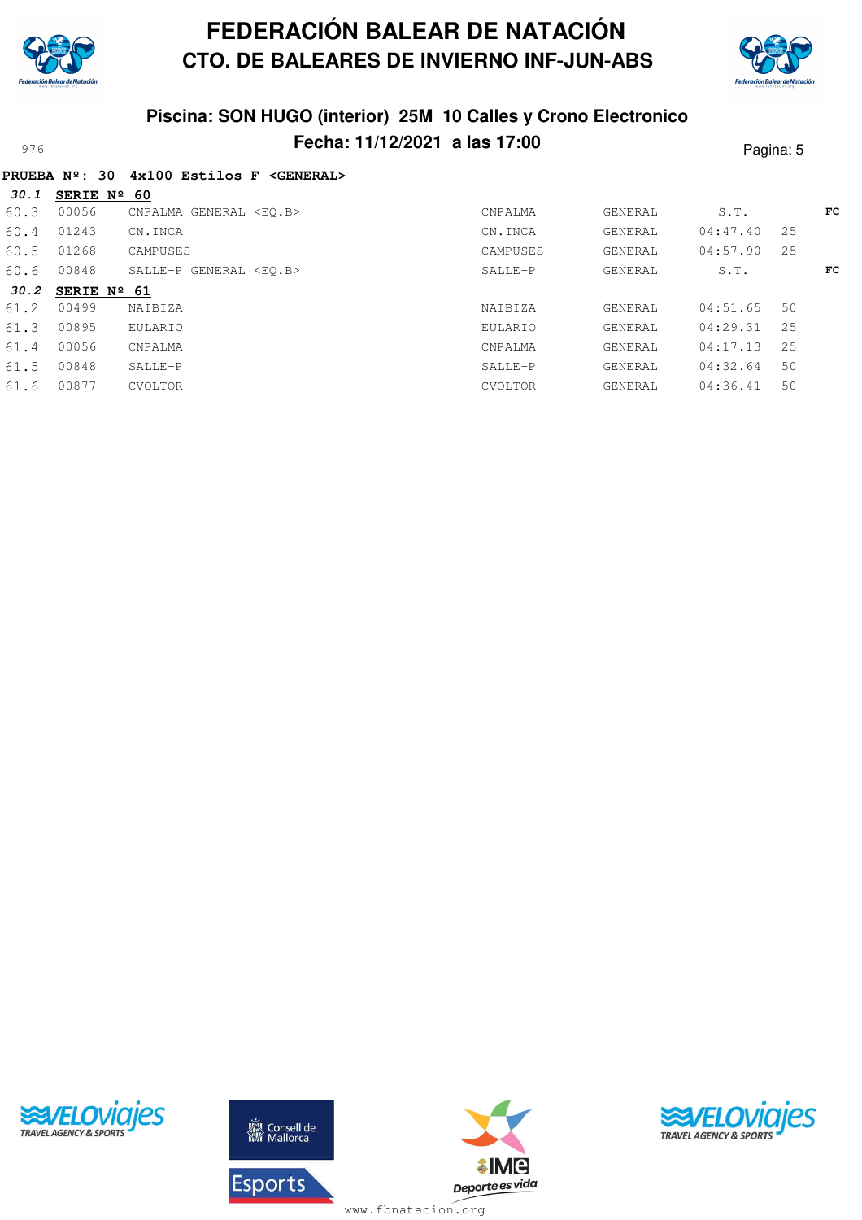# FEDERACIÓN BALEAR DE NATACIÓN
## CTO. DE BALEARES DE INVIERNO INF-JUN-ABS

### Piscina: SON HUGO (interior) 25M 10 Calles y Crono Electronico
### Fecha: 11/12/2021 a las 17:00

976

**PRUEBA Nº: 30 4x100 Estilos F <GENERAL>**

***30.1*** **SERIE Nº 60**

| | | | | | | | |
|---|---|---|---|---|---|---|---|
| 60.3 | 00056 | CNPALMA GENERAL <EQ.B> | CNPALMA | GENERAL | S.T. | | **FC** |
| 60.4 | 01243 | CN.INCA | CN.INCA | GENERAL | 04:47.40 | 25 | |
| 60.5 | 01268 | CAMPUSES | CAMPUSES | GENERAL | 04:57.90 | 25 | |
| 60.6 | 00848 | SALLE-P GENERAL <EQ.B> | SALLE-P | GENERAL | S.T. | | **FC** |

***30.2*** **SERIE Nº 61**

| | | | | | | |
|---|---|---|---|---|---|---|
| 61.2 | 00499 | NAIBIZA | NAIBIZA | GENERAL | 04:51.65 | 50 |
| 61.3 | 00895 | EULARIO | EULARIO | GENERAL | 04:29.31 | 25 |
| 61.4 | 00056 | CNPALMA | CNPALMA | GENERAL | 04:17.13 | 25 |
| 61.5 | 00848 | SALLE-P | SALLE-P | GENERAL | 04:32.64 | 50 |
| 61.6 | 00877 | CVOLTOR | CVOLTOR | GENERAL | 04:36.41 | 50 |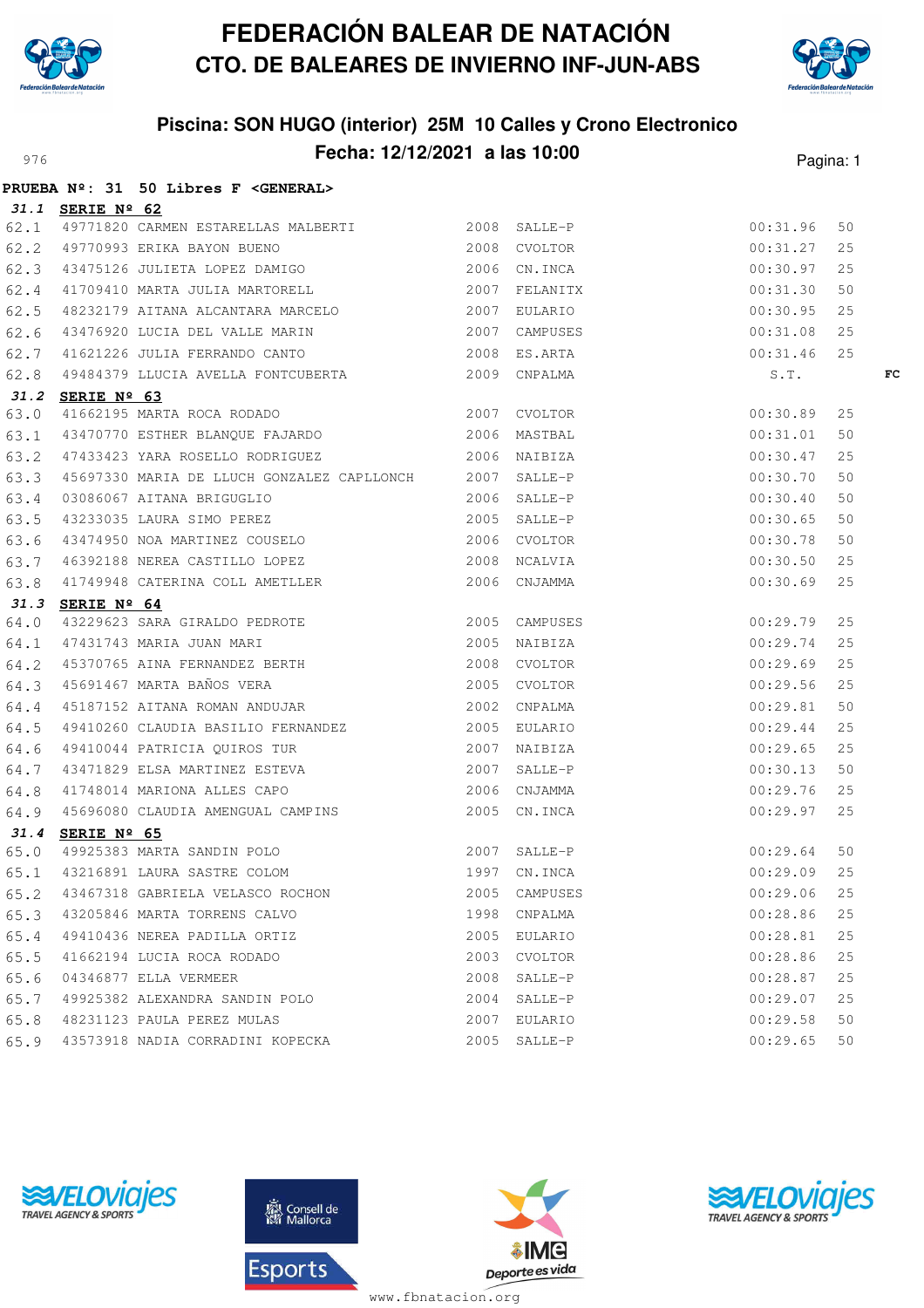# FEDERACIÓN BALEAR DE NATACIÓN
## CTO. DE BALEARES DE INVIERNO INF-JUN-ABS

### Piscina: SON HUGO (interior) 25M 10 Calles y Crono Electronico
### Fecha: 12/12/2021 a las 10:00

976

**PRUEBA Nº: 31 50 Libres F <GENERAL>**

**31.1 SERIE Nº 62**

| | | | | | | | |
|---|---|---|---|---|---|---|---|
| 62.1 | 49771820 | CARMEN ESTARELLAS MALBERTI | 2008 | SALLE-P | 00:31.96 | 50 | |
| 62.2 | 49770993 | ERIKA BAYON BUENO | 2008 | CVOLTOR | 00:31.27 | 25 | |
| 62.3 | 43475126 | JULIETA LOPEZ DAMIGO | 2006 | CN.INCA | 00:30.97 | 25 | |
| 62.4 | 41709410 | MARTA JULIA MARTORELL | 2007 | FELANITX | 00:31.30 | 50 | |
| 62.5 | 48232179 | AITANA ALCANTARA MARCELO | 2007 | EULARIO | 00:30.95 | 25 | |
| 62.6 | 43476920 | LUCIA DEL VALLE MARIN | 2007 | CAMPUSES | 00:31.08 | 25 | |
| 62.7 | 41621226 | JULIA FERRANDO CANTO | 2008 | ES.ARTA | 00:31.46 | 25 | |
| 62.8 | 49484379 | LLUCIA AVELLA FONTCUBERTA | 2009 | CNPALMA | S.T. | | FC |

**31.2 SERIE Nº 63**

| | | | | | | |
|---|---|---|---|---|---|---|
| 63.0 | 41662195 | MARTA ROCA RODADO | 2007 | CVOLTOR | 00:30.89 | 25 |
| 63.1 | 43470770 | ESTHER BLANQUE FAJARDO | 2006 | MASTBAL | 00:31.01 | 50 |
| 63.2 | 47433423 | YARA ROSELLO RODRIGUEZ | 2006 | NAIBIZA | 00:30.47 | 25 |
| 63.3 | 45697330 | MARIA DE LLUCH GONZALEZ CAPLLONCH | 2007 | SALLE-P | 00:30.70 | 50 |
| 63.4 | 03086067 | AITANA BRIGUGLIO | 2006 | SALLE-P | 00:30.40 | 50 |
| 63.5 | 43233035 | LAURA SIMO PEREZ | 2005 | SALLE-P | 00:30.65 | 50 |
| 63.6 | 43474950 | NOA MARTINEZ COUSELO | 2006 | CVOLTOR | 00:30.78 | 50 |
| 63.7 | 46392188 | NEREA CASTILLO LOPEZ | 2008 | NCALVIA | 00:30.50 | 25 |
| 63.8 | 41749948 | CATERINA COLL AMETLLER | 2006 | CNJAMMA | 00:30.69 | 25 |

**31.3 SERIE Nº 64**

| | | | | | | |
|---|---|---|---|---|---|---|
| 64.0 | 43229623 | SARA GIRALDO PEDROTE | 2005 | CAMPUSES | 00:29.79 | 25 |
| 64.1 | 47431743 | MARIA JUAN MARI | 2005 | NAIBIZA | 00:29.74 | 25 |
| 64.2 | 45370765 | AINA FERNANDEZ BERTH | 2008 | CVOLTOR | 00:29.69 | 25 |
| 64.3 | 45691467 | MARTA BAÑOS VERA | 2005 | CVOLTOR | 00:29.56 | 25 |
| 64.4 | 45187152 | AITANA ROMAN ANDUJAR | 2002 | CNPALMA | 00:29.81 | 50 |
| 64.5 | 49410260 | CLAUDIA BASILIO FERNANDEZ | 2005 | EULARIO | 00:29.44 | 25 |
| 64.6 | 49410044 | PATRICIA QUIROS TUR | 2007 | NAIBIZA | 00:29.65 | 25 |
| 64.7 | 43471829 | ELSA MARTINEZ ESTEVA | 2007 | SALLE-P | 00:30.13 | 50 |
| 64.8 | 41748014 | MARIONA ALLES CAPO | 2006 | CNJAMMA | 00:29.76 | 25 |
| 64.9 | 45696080 | CLAUDIA AMENGUAL CAMPINS | 2005 | CN.INCA | 00:29.97 | 25 |

**31.4 SERIE Nº 65**

| | | | | | | |
|---|---|---|---|---|---|---|
| 65.0 | 49925383 | MARTA SANDIN POLO | 2007 | SALLE-P | 00:29.64 | 50 |
| 65.1 | 43216891 | LAURA SASTRE COLOM | 1997 | CN.INCA | 00:29.09 | 25 |
| 65.2 | 43467318 | GABRIELA VELASCO ROCHON | 2005 | CAMPUSES | 00:29.06 | 25 |
| 65.3 | 43205846 | MARTA TORRENS CALVO | 1998 | CNPALMA | 00:28.86 | 25 |
| 65.4 | 49410436 | NEREA PADILLA ORTIZ | 2005 | EULARIO | 00:28.81 | 25 |
| 65.5 | 41662194 | LUCIA ROCA RODADO | 2003 | CVOLTOR | 00:28.86 | 25 |
| 65.6 | 04346877 | ELLA VERMEER | 2008 | SALLE-P | 00:28.87 | 25 |
| 65.7 | 49925382 | ALEXANDRA SANDIN POLO | 2004 | SALLE-P | 00:29.07 | 25 |
| 65.8 | 48231123 | PAULA PEREZ MULAS | 2007 | EULARIO | 00:29.58 | 50 |
| 65.9 | 43573918 | NADIA CORRADINI KOPECKA | 2005 | SALLE-P | 00:29.65 | 50 |

www.fbnatacion.org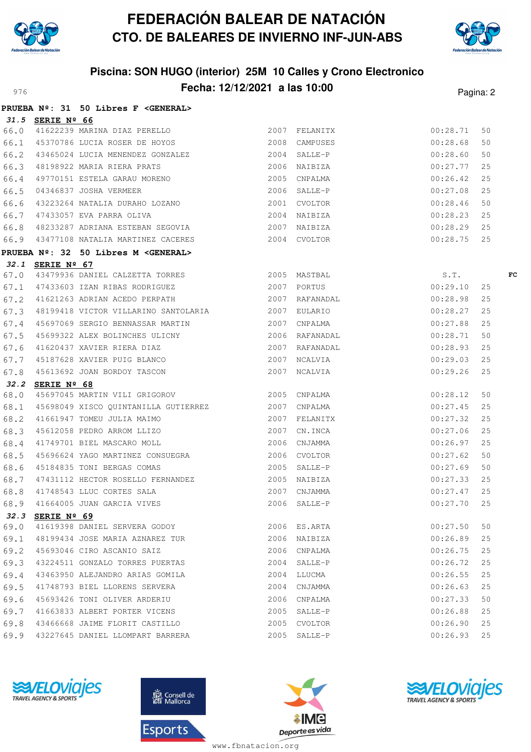# FEDERACIÓN BALEAR DE NATACIÓN
## CTO. DE BALEARES DE INVIERNO INF-JUN-ABS

### Piscina: SON HUGO (interior) 25M 10 Calles y Crono Electronico
### Fecha: 12/12/2021 a las 10:00

976

**PRUEBA Nº: 31 50 Libres F <GENERAL>**

***31.5*** **SERIE Nº 66**

| | | | | | | | |
|---|---|---|---|---|---|---|---|
| 66.0 | 41622239 | MARINA DIAZ PERELLO | 2007 | FELANITX | 00:28.71 | 50 | |
| 66.1 | 45370786 | LUCIA ROSER DE HOYOS | 2008 | CAMPUSES | 00:28.68 | 50 | |
| 66.2 | 43465024 | LUCIA MENENDEZ GONZALEZ | 2004 | SALLE-P | 00:28.60 | 50 | |
| 66.3 | 48198922 | MARIA RIERA PRATS | 2006 | NAIBIZA | 00:27.77 | 25 | |
| 66.4 | 49770151 | ESTELA GARAU MORENO | 2005 | CNPALMA | 00:26.42 | 25 | |
| 66.5 | 04346837 | JOSHA VERMEER | 2006 | SALLE-P | 00:27.08 | 25 | |
| 66.6 | 43223264 | NATALIA DURAHO LOZANO | 2001 | CVOLTOR | 00:28.46 | 50 | |
| 66.7 | 47433057 | EVA PARRA OLIVA | 2004 | NAIBIZA | 00:28.23 | 25 | |
| 66.8 | 48233287 | ADRIANA ESTEBAN SEGOVIA | 2007 | NAIBIZA | 00:28.29 | 25 | |
| 66.9 | 43477108 | NATALIA MARTINEZ CACERES | 2004 | CVOLTOR | 00:28.75 | 25 | |

**PRUEBA Nº: 32 50 Libres M <GENERAL>**

***32.1*** **SERIE Nº 67**

| | | | | | | | |
|---|---|---|---|---|---|---|---|
| 67.0 | 43479936 | DANIEL CALZETTA TORRES | 2005 | MASTBAL | S.T. | | FC |
| 67.1 | 47433603 | IZAN RIBAS RODRIGUEZ | 2007 | PORTUS | 00:29.10 | 25 | |
| 67.2 | 41621263 | ADRIAN ACEDO PERPATH | 2007 | RAFANADAL | 00:28.98 | 25 | |
| 67.3 | 48199418 | VICTOR VILLARINO SANTOLARIA | 2007 | EULARIO | 00:28.27 | 25 | |
| 67.4 | 45697069 | SERGIO BENNASSAR MARTIN | 2007 | CNPALMA | 00:27.88 | 25 | |
| 67.5 | 45699322 | ALEX BOLINCHES ULICNY | 2006 | RAFANADAL | 00:28.71 | 50 | |
| 67.6 | 41620437 | XAVIER RIERA DIAZ | 2007 | RAFANADAL | 00:28.93 | 25 | |
| 67.7 | 45187628 | XAVIER PUIG BLANCO | 2007 | NCALVIA | 00:29.03 | 25 | |
| 67.8 | 45613692 | JOAN BORDOY TASCON | 2007 | NCALVIA | 00:29.26 | 25 | |

***32.2*** **SERIE Nº 68**

| | | | | | | |
|---|---|---|---|---|---|---|
| 68.0 | 45697045 | MARTIN VILI GRIGOROV | 2005 | CNPALMA | 00:28.12 | 50 |
| 68.1 | 45698049 | XISCO QUINTANILLA GUTIERREZ | 2007 | CNPALMA | 00:27.45 | 25 |
| 68.2 | 41661947 | TOMEU JULIA MAIMO | 2007 | FELANITX | 00:27.32 | 25 |
| 68.3 | 45612058 | PEDRO ARROM LLIZO | 2007 | CN.INCA | 00:27.06 | 25 |
| 68.4 | 41749701 | BIEL MASCARO MOLL | 2006 | CNJAMMA | 00:26.97 | 25 |
| 68.5 | 45696624 | YAGO MARTINEZ CONSUEGRA | 2006 | CVOLTOR | 00:27.62 | 50 |
| 68.6 | 45184835 | TONI BERGAS COMAS | 2005 | SALLE-P | 00:27.69 | 50 |
| 68.7 | 47431112 | HECTOR ROSELLO FERNANDEZ | 2005 | NAIBIZA | 00:27.33 | 25 |
| 68.8 | 41748543 | LLUC CORTES SALA | 2007 | CNJAMMA | 00:27.47 | 25 |
| 68.9 | 41664005 | JUAN GARCIA VIVES | 2006 | SALLE-P | 00:27.70 | 25 |

***32.3*** **SERIE Nº 69**

| | | | | | | |
|---|---|---|---|---|---|---|
| 69.0 | 41619398 | DANIEL SERVERA GODOY | 2006 | ES.ARTA | 00:27.50 | 50 |
| 69.1 | 48199434 | JOSE MARIA AZNAREZ TUR | 2006 | NAIBIZA | 00:26.89 | 25 |
| 69.2 | 45693046 | CIRO ASCANIO SAIZ | 2006 | CNPALMA | 00:26.75 | 25 |
| 69.3 | 43224511 | GONZALO TORRES PUERTAS | 2004 | SALLE-P | 00:26.72 | 25 |
| 69.4 | 43463950 | ALEJANDRO ARIAS GOMILA | 2004 | LLUCMA | 00:26.55 | 25 |
| 69.5 | 41748793 | BIEL LLORENS SERVERA | 2004 | CNJAMMA | 00:26.63 | 25 |
| 69.6 | 45693426 | TONI OLIVER ARDERIU | 2006 | CNPALMA | 00:27.33 | 50 |
| 69.7 | 41663833 | ALBERT PORTER VICENS | 2005 | SALLE-P | 00:26.88 | 25 |
| 69.8 | 43466668 | JAIME FLORIT CASTILLO | 2005 | CVOLTOR | 00:26.90 | 25 |
| 69.9 | 43227645 | DANIEL LLOMPART BARRERA | 2005 | SALLE-P | 00:26.93 | 25 |

www.fbnatacion.org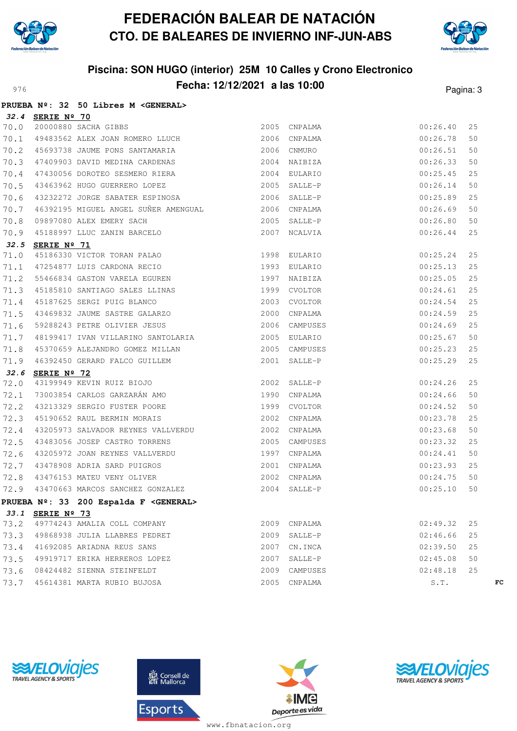# FEDERACIÓN BALEAR DE NATACIÓN

## CTO. DE BALEARES DE INVIERNO INF-JUN-ABS

### Piscina: SON HUGO (interior) 25M 10 Calles y Crono Electronico

### Fecha: 12/12/2021 a las 10:00

**PRUEBA Nº: 32 50 Libres M <GENERAL>**

***32.4*** **SERIE Nº 70**

| | | | | | | |
|---|---|---|---|---|---|---|
| 70.0 | 20000880 SACHA GIBBS | 2005 | CNPALMA | 00:26.40 | 25 | |
| 70.1 | 49483562 ALEX JOAN ROMERO LLUCH | 2006 | CNPALMA | 00:26.78 | 50 | |
| 70.2 | 45693738 JAUME PONS SANTAMARIA | 2006 | CNMURO | 00:26.51 | 50 | |
| 70.3 | 47409903 DAVID MEDINA CARDENAS | 2004 | NAIBIZA | 00:26.33 | 50 | |
| 70.4 | 47430056 DOROTEO SESMERO RIERA | 2004 | EULARIO | 00:25.45 | 25 | |
| 70.5 | 43463962 HUGO GUERRERO LOPEZ | 2005 | SALLE-P | 00:26.14 | 50 | |
| 70.6 | 43232272 JORGE SABATER ESPINOSA | 2006 | SALLE-P | 00:25.89 | 25 | |
| 70.7 | 46392195 MIGUEL ANGEL SUÑER AMENGUAL | 2006 | CNPALMA | 00:26.69 | 50 | |
| 70.8 | 09897080 ALEX EMERY SACH | 2005 | SALLE-P | 00:26.80 | 50 | |
| 70.9 | 45188997 LLUC ZANIN BARCELO | 2007 | NCALVIA | 00:26.44 | 25 | |

***32.5*** **SERIE Nº 71**

| | | | | | | |
|---|---|---|---|---|---|---|
| 71.0 | 45186330 VICTOR TORAN PALAO | 1998 | EULARIO | 00:25.24 | 25 | |
| 71.1 | 47254877 LUIS CARDONA RECIO | 1993 | EULARIO | 00:25.13 | 25 | |
| 71.2 | 55466834 GASTON VARELA EGUREN | 1997 | NAIBIZA | 00:25.05 | 25 | |
| 71.3 | 45185810 SANTIAGO SALES LLINAS | 1999 | CVOLTOR | 00:24.61 | 25 | |
| 71.4 | 45187625 SERGI PUIG BLANCO | 2003 | CVOLTOR | 00:24.54 | 25 | |
| 71.5 | 43469832 JAUME SASTRE GALARZO | 2000 | CNPALMA | 00:24.59 | 25 | |
| 71.6 | 59288243 PETRE OLIVIER JESUS | 2006 | CAMPUSES | 00:24.69 | 25 | |
| 71.7 | 48199417 IVAN VILLARINO SANTOLARIA | 2005 | EULARIO | 00:25.67 | 50 | |
| 71.8 | 45370659 ALEJANDRO GOMEZ MILLAN | 2005 | CAMPUSES | 00:25.23 | 25 | |
| 71.9 | 46392450 GERARD FALCO GUILLEM | 2001 | SALLE-P | 00:25.29 | 25 | |

***32.6*** **SERIE Nº 72**

| | | | | | | |
|---|---|---|---|---|---|---|
| 72.0 | 43199949 KEVIN RUIZ BIOJO | 2002 | SALLE-P | 00:24.26 | 25 | |
| 72.1 | 73003854 CARLOS GARZARÁN AMO | 1990 | CNPALMA | 00:24.66 | 50 | |
| 72.2 | 43213329 SERGIO FUSTER POORE | 1999 | CVOLTOR | 00:24.52 | 50 | |
| 72.3 | 45190652 RAUL BERMIN MORAIS | 2002 | CNPALMA | 00:23.78 | 25 | |
| 72.4 | 43205973 SALVADOR REYNES VALLVERDU | 2002 | CNPALMA | 00:23.68 | 50 | |
| 72.5 | 43483056 JOSEP CASTRO TORRENS | 2005 | CAMPUSES | 00:23.32 | 25 | |
| 72.6 | 43205972 JOAN REYNES VALLVERDU | 1997 | CNPALMA | 00:24.41 | 50 | |
| 72.7 | 43478908 ADRIA SARD PUIGROS | 2001 | CNPALMA | 00:23.93 | 25 | |
| 72.8 | 43476153 MATEU VENY OLIVER | 2002 | CNPALMA | 00:24.75 | 50 | |
| 72.9 | 43470663 MARCOS SANCHEZ GONZALEZ | 2004 | SALLE-P | 00:25.10 | 50 | |

**PRUEBA Nº: 33 200 Espalda F <GENERAL>**

***33.1*** **SERIE Nº 73**

| | | | | | | |
|---|---|---|---|---|---|---|
| 73.2 | 49774243 AMALIA COLL COMPANY | 2009 | CNPALMA | 02:49.32 | 25 | |
| 73.3 | 49868938 JULIA LLABRES PEDRET | 2009 | SALLE-P | 02:46.66 | 25 | |
| 73.4 | 41692085 ARIADNA REUS SANS | 2007 | CN.INCA | 02:39.50 | 25 | |
| 73.5 | 49919717 ERIKA HERREROS LOPEZ | 2007 | SALLE-P | 02:45.08 | 50 | |
| 73.6 | 08424482 SIENNA STEINFELDT | 2009 | CAMPUSES | 02:48.18 | 25 | |
| 73.7 | 45614381 MARTA RUBIO BUJOSA | 2005 | CNPALMA | S.T. | | FC |

www.fbnatacion.org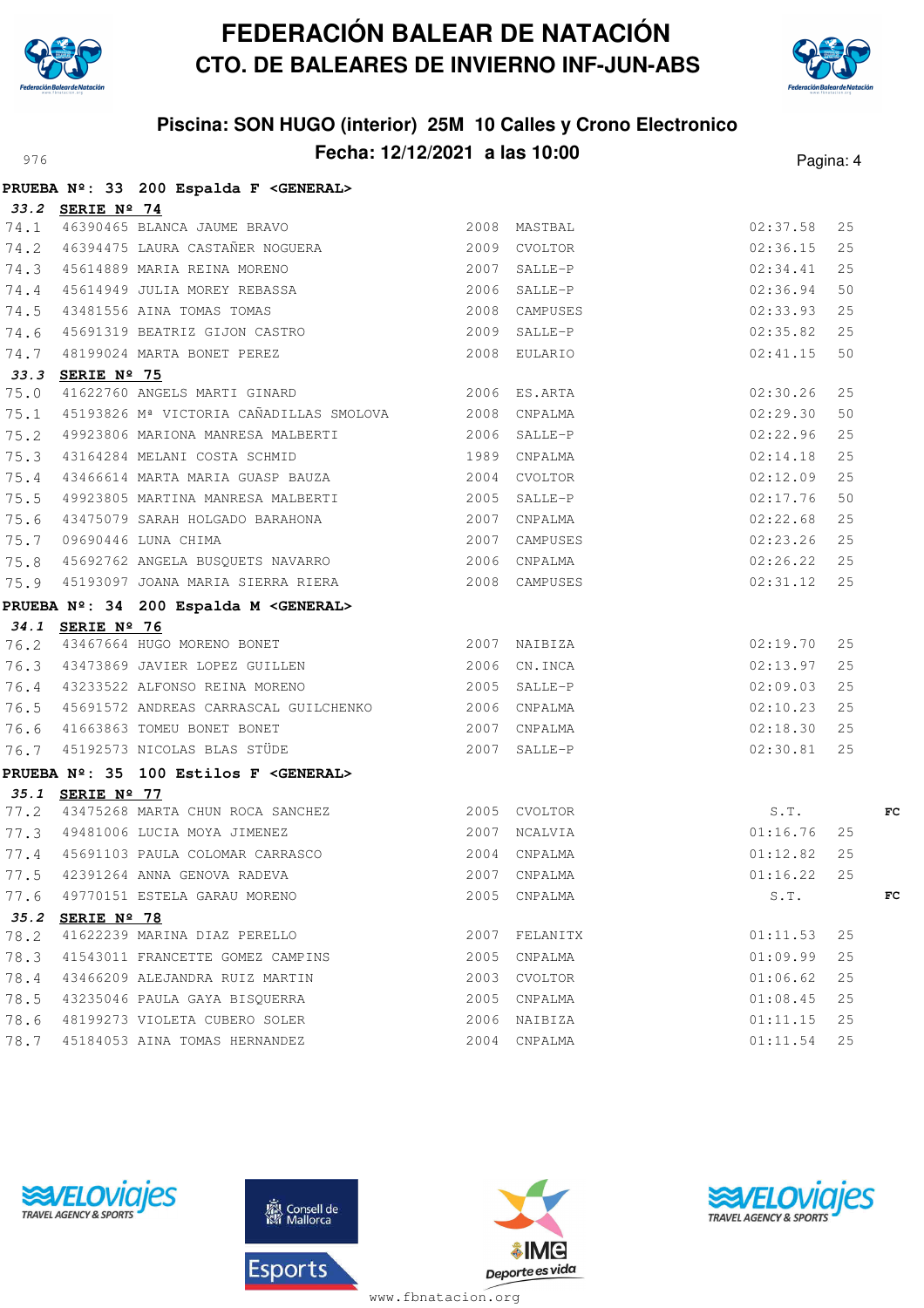**PRUEBA Nº: 33 200 Espalda F <GENERAL>**

***33.2*** **SERIE Nº 74**

| | | | | | | | |
|---|---|---|---|---|---|---|---|
| 74.1 | 46390465 | BLANCA JAUME BRAVO | 2008 | MASTBAL | 02:37.58 | 25 | |
| 74.2 | 46394475 | LAURA CASTAÑER NOGUERA | 2009 | CVOLTOR | 02:36.15 | 25 | |
| 74.3 | 45614889 | MARIA REINA MORENO | 2007 | SALLE-P | 02:34.41 | 25 | |
| 74.4 | 45614949 | JULIA MOREY REBASSA | 2006 | SALLE-P | 02:36.94 | 50 | |
| 74.5 | 43481556 | AINA TOMAS TOMAS | 2008 | CAMPUSES | 02:33.93 | 25 | |
| 74.6 | 45691319 | BEATRIZ GIJON CASTRO | 2009 | SALLE-P | 02:35.82 | 25 | |
| 74.7 | 48199024 | MARTA BONET PEREZ | 2008 | EULARIO | 02:41.15 | 50 | |

***33.3*** **SERIE Nº 75**

| | | | | | | | |
|---|---|---|---|---|---|---|---|
| 75.0 | 41622760 | ANGELS MARTI GINARD | 2006 | ES.ARTA | 02:30.26 | 25 | |
| 75.1 | 45193826 | Mª VICTORIA CAÑADILLAS SMOLOVA | 2008 | CNPALMA | 02:29.30 | 50 | |
| 75.2 | 49923806 | MARIONA MANRESA MALBERTI | 2006 | SALLE-P | 02:22.96 | 25 | |
| 75.3 | 43164284 | MELANI COSTA SCHMID | 1989 | CNPALMA | 02:14.18 | 25 | |
| 75.4 | 43466614 | MARTA MARIA GUASP BAUZA | 2004 | CVOLTOR | 02:12.09 | 25 | |
| 75.5 | 49923805 | MARTINA MANRESA MALBERTI | 2005 | SALLE-P | 02:17.76 | 50 | |
| 75.6 | 43475079 | SARAH HOLGADO BARAHONA | 2007 | CNPALMA | 02:22.68 | 25 | |
| 75.7 | 09690446 | LUNA CHIMA | 2007 | CAMPUSES | 02:23.26 | 25 | |
| 75.8 | 45692762 | ANGELA BUSQUETS NAVARRO | 2006 | CNPALMA | 02:26.22 | 25 | |
| 75.9 | 45193097 | JOANA MARIA SIERRA RIERA | 2008 | CAMPUSES | 02:31.12 | 25 | |

**PRUEBA Nº: 34 200 Espalda M <GENERAL>**

***34.1*** **SERIE Nº 76**

| | | | | | | | |
|---|---|---|---|---|---|---|---|
| 76.2 | 43467664 | HUGO MORENO BONET | 2007 | NAIBIZA | 02:19.70 | 25 | |
| 76.3 | 43473869 | JAVIER LOPEZ GUILLEN | 2006 | CN.INCA | 02:13.97 | 25 | |
| 76.4 | 43233522 | ALFONSO REINA MORENO | 2005 | SALLE-P | 02:09.03 | 25 | |
| 76.5 | 45691572 | ANDREAS CARRASCAL GUILCHENKO | 2006 | CNPALMA | 02:10.23 | 25 | |
| 76.6 | 41663863 | TOMEU BONET BONET | 2007 | CNPALMA | 02:18.30 | 25 | |
| 76.7 | 45192573 | NICOLAS BLAS STÜDE | 2007 | SALLE-P | 02:30.81 | 25 | |

**PRUEBA Nº: 35 100 Estilos F <GENERAL>**

***35.1*** **SERIE Nº 77**

| | | | | | | | |
|---|---|---|---|---|---|---|---|
| 77.2 | 43475268 | MARTA CHUN ROCA SANCHEZ | 2005 | CVOLTOR | S.T. | | FC |
| 77.3 | 49481006 | LUCIA MOYA JIMENEZ | 2007 | NCALVIA | 01:16.76 | 25 | |
| 77.4 | 45691103 | PAULA COLOMAR CARRASCO | 2004 | CNPALMA | 01:12.82 | 25 | |
| 77.5 | 42391264 | ANNA GENOVA RADEVA | 2007 | CNPALMA | 01:16.22 | 25 | |
| 77.6 | 49770151 | ESTELA GARAU MORENO | 2005 | CNPALMA | S.T. | | FC |

***35.2*** **SERIE Nº 78**

| | | | | | | | |
|---|---|---|---|---|---|---|---|
| 78.2 | 41622239 | MARINA DIAZ PERELLO | 2007 | FELANITX | 01:11.53 | 25 | |
| 78.3 | 41543011 | FRANCETTE GOMEZ CAMPINS | 2005 | CNPALMA | 01:09.99 | 25 | |
| 78.4 | 43466209 | ALEJANDRA RUIZ MARTIN | 2003 | CVOLTOR | 01:06.62 | 25 | |
| 78.5 | 43235046 | PAULA GAYA BISQUERRA | 2005 | CNPALMA | 01:08.45 | 25 | |
| 78.6 | 48199273 | VIOLETA CUBERO SOLER | 2006 | NAIBIZA | 01:11.15 | 25 | |
| 78.7 | 45184053 | AINA TOMAS HERNANDEZ | 2004 | CNPALMA | 01:11.54 | 25 | |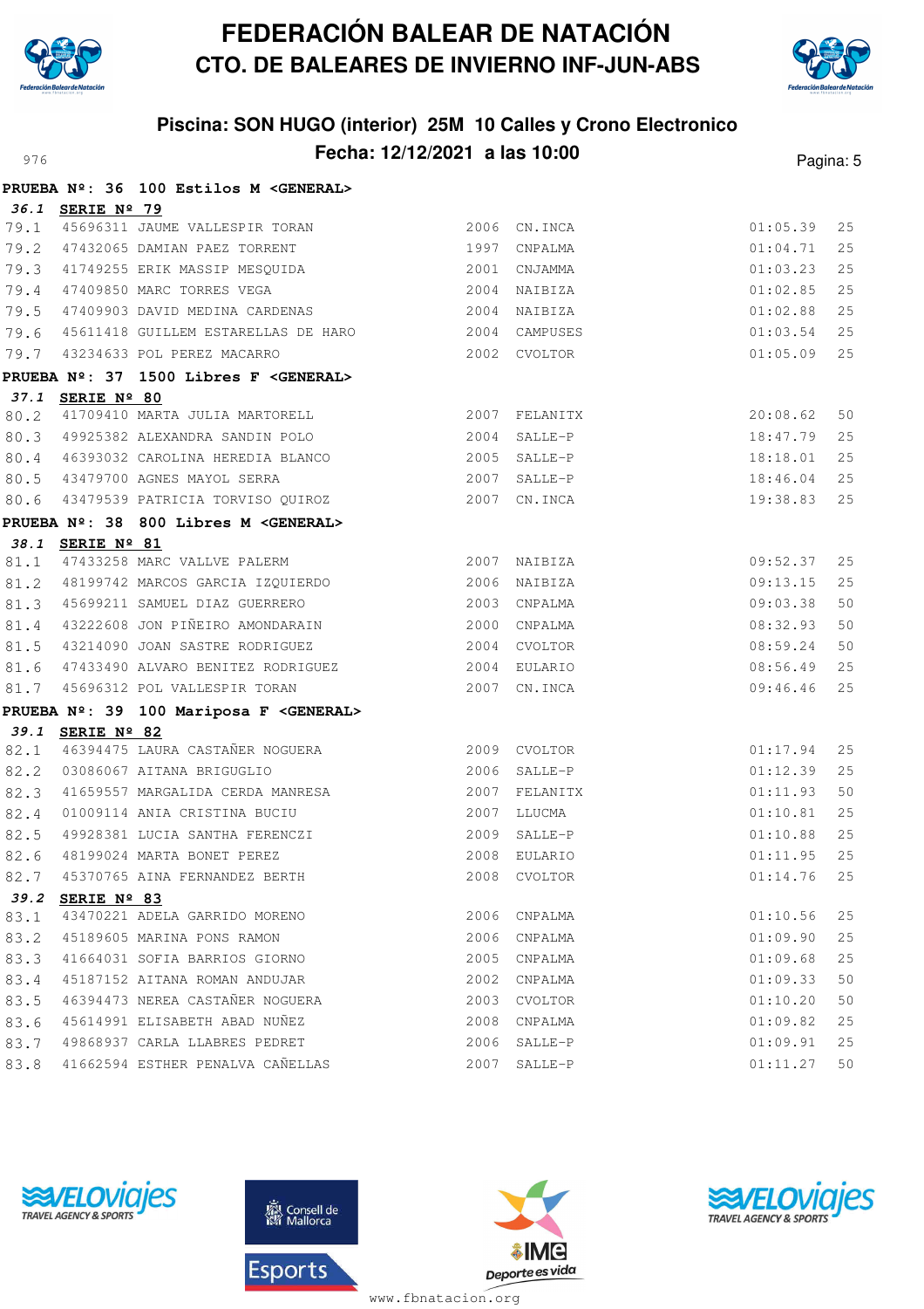# FEDERACIÓN BALEAR DE NATACIÓN
## CTO. DE BALEARES DE INVIERNO INF-JUN-ABS

### Piscina: SON HUGO (interior) 25M 10 Calles y Crono Electronico
### Fecha: 12/12/2021 a las 10:00

976

**PRUEBA Nº: 36 100 Estilos M <GENERAL>**

***36.1* SERIE Nº 79**

| | | | | | | |
|---|---|---|---|---|---|---|
| 79.1 | 45696311 | JAUME VALLESPIR TORAN | 2006 | CN.INCA | 01:05.39 | 25 |
| 79.2 | 47432065 | DAMIAN PAEZ TORRENT | 1997 | CNPALMA | 01:04.71 | 25 |
| 79.3 | 41749255 | ERIK MASSIP MESQUIDA | 2001 | CNJAMMA | 01:03.23 | 25 |
| 79.4 | 47409850 | MARC TORRES VEGA | 2004 | NAIBIZA | 01:02.85 | 25 |
| 79.5 | 47409903 | DAVID MEDINA CARDENAS | 2004 | NAIBIZA | 01:02.88 | 25 |
| 79.6 | 45611418 | GUILLEM ESTARELLAS DE HARO | 2004 | CAMPUSES | 01:03.54 | 25 |
| 79.7 | 43234633 | POL PEREZ MACARRO | 2002 | CVOLTOR | 01:05.09 | 25 |

**PRUEBA Nº: 37 1500 Libres F <GENERAL>**

***37.1* SERIE Nº 80**

| | | | | | | |
|---|---|---|---|---|---|---|
| 80.2 | 41709410 | MARTA JULIA MARTORELL | 2007 | FELANITX | 20:08.62 | 50 |
| 80.3 | 49925382 | ALEXANDRA SANDIN POLO | 2004 | SALLE-P | 18:47.79 | 25 |
| 80.4 | 46393032 | CAROLINA HEREDIA BLANCO | 2005 | SALLE-P | 18:18.01 | 25 |
| 80.5 | 43479700 | AGNES MAYOL SERRA | 2007 | SALLE-P | 18:46.04 | 25 |
| 80.6 | 43479539 | PATRICIA TORVISO QUIROZ | 2007 | CN.INCA | 19:38.83 | 25 |

**PRUEBA Nº: 38 800 Libres M <GENERAL>**

***38.1* SERIE Nº 81**

| | | | | | | |
|---|---|---|---|---|---|---|
| 81.1 | 47433258 | MARC VALLVE PALERM | 2007 | NAIBIZA | 09:52.37 | 25 |
| 81.2 | 48199742 | MARCOS GARCIA IZQUIERDO | 2006 | NAIBIZA | 09:13.15 | 25 |
| 81.3 | 45699211 | SAMUEL DIAZ GUERRERO | 2003 | CNPALMA | 09:03.38 | 50 |
| 81.4 | 43222608 | JON PIÑEIRO AMONDARAIN | 2000 | CNPALMA | 08:32.93 | 50 |
| 81.5 | 43214090 | JOAN SASTRE RODRIGUEZ | 2004 | CVOLTOR | 08:59.24 | 50 |
| 81.6 | 47433490 | ALVARO BENITEZ RODRIGUEZ | 2004 | EULARIO | 08:56.49 | 25 |
| 81.7 | 45696312 | POL VALLESPIR TORAN | 2007 | CN.INCA | 09:46.46 | 25 |

**PRUEBA Nº: 39 100 Mariposa F <GENERAL>**

***39.1* SERIE Nº 82**

| | | | | | | |
|---|---|---|---|---|---|---|
| 82.1 | 46394475 | LAURA CASTAÑER NOGUERA | 2009 | CVOLTOR | 01:17.94 | 25 |
| 82.2 | 03086067 | AITANA BRIGUGLIO | 2006 | SALLE-P | 01:12.39 | 25 |
| 82.3 | 41659557 | MARGALIDA CERDA MANRESA | 2007 | FELANITX | 01:11.93 | 50 |
| 82.4 | 01009114 | ANIA CRISTINA BUCIU | 2007 | LLUCMA | 01:10.81 | 25 |
| 82.5 | 49928381 | LUCIA SANTHA FERENCZI | 2009 | SALLE-P | 01:10.88 | 25 |
| 82.6 | 48199024 | MARTA BONET PEREZ | 2008 | EULARIO | 01:11.95 | 25 |
| 82.7 | 45370765 | AINA FERNANDEZ BERTH | 2008 | CVOLTOR | 01:14.76 | 25 |

***39.2* SERIE Nº 83**

| | | | | | | |
|---|---|---|---|---|---|---|
| 83.1 | 43470221 | ADELA GARRIDO MORENO | 2006 | CNPALMA | 01:10.56 | 25 |
| 83.2 | 45189605 | MARINA PONS RAMON | 2006 | CNPALMA | 01:09.90 | 25 |
| 83.3 | 41664031 | SOFIA BARRIOS GIORNO | 2005 | CNPALMA | 01:09.68 | 25 |
| 83.4 | 45187152 | AITANA ROMAN ANDUJAR | 2002 | CNPALMA | 01:09.33 | 50 |
| 83.5 | 46394473 | NEREA CASTAÑER NOGUERA | 2003 | CVOLTOR | 01:10.20 | 50 |
| 83.6 | 45614991 | ELISABETH ABAD NUÑEZ | 2008 | CNPALMA | 01:09.82 | 25 |
| 83.7 | 49868937 | CARLA LLABRES PEDRET | 2006 | SALLE-P | 01:09.91 | 25 |
| 83.8 | 41662594 | ESTHER PENALVA CAÑELLAS | 2007 | SALLE-P | 01:11.27 | 50 |

www.fbnatacion.org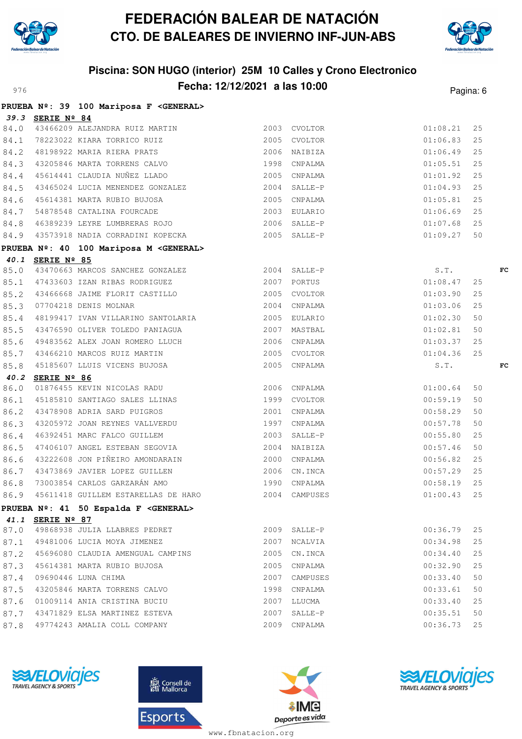# FEDERACIÓN BALEAR DE NATACIÓN
## CTO. DE BALEARES DE INVIERNO INF-JUN-ABS

### Piscina: SON HUGO (interior) 25M 10 Calles y Crono Electronico
### Fecha: 12/12/2021 a las 10:00

976

**PRUEBA Nº: 39 100 Mariposa F <GENERAL>**

***39.3*** **SERIE Nº 84**

| | | | | | | | |
|---|---|---|---|---|---|---|---|
| 84.0 | 43466209 | ALEJANDRA RUIZ MARTIN | 2003 | CVOLTOR | 01:08.21 | 25 | |
| 84.1 | 78223022 | KIARA TORRICO RUIZ | 2005 | CVOLTOR | 01:06.83 | 25 | |
| 84.2 | 48198922 | MARIA RIERA PRATS | 2006 | NAIBIZA | 01:06.49 | 25 | |
| 84.3 | 43205846 | MARTA TORRENS CALVO | 1998 | CNPALMA | 01:05.51 | 25 | |
| 84.4 | 45614441 | CLAUDIA NUÑEZ LLADO | 2005 | CNPALMA | 01:01.92 | 25 | |
| 84.5 | 43465024 | LUCIA MENENDEZ GONZALEZ | 2004 | SALLE-P | 01:04.93 | 25 | |
| 84.6 | 45614381 | MARTA RUBIO BUJOSA | 2005 | CNPALMA | 01:05.81 | 25 | |
| 84.7 | 54878548 | CATALINA FOURCADE | 2003 | EULARIO | 01:06.69 | 25 | |
| 84.8 | 46389239 | LEYRE LUMBRERAS ROJO | 2006 | SALLE-P | 01:07.68 | 25 | |
| 84.9 | 43573918 | NADIA CORRADINI KOPECKA | 2005 | SALLE-P | 01:09.27 | 50 | |

**PRUEBA Nº: 40 100 Mariposa M <GENERAL>**

***40.1*** **SERIE Nº 85**

| | | | | | | | |
|---|---|---|---|---|---|---|---|
| 85.0 | 43470663 | MARCOS SANCHEZ GONZALEZ | 2004 | SALLE-P | S.T. | | FC |
| 85.1 | 47433603 | IZAN RIBAS RODRIGUEZ | 2007 | PORTUS | 01:08.47 | 25 | |
| 85.2 | 43466668 | JAIME FLORIT CASTILLO | 2005 | CVOLTOR | 01:03.90 | 25 | |
| 85.3 | 07704218 | DENIS MOLNAR | 2004 | CNPALMA | 01:03.06 | 25 | |
| 85.4 | 48199417 | IVAN VILLARINO SANTOLARIA | 2005 | EULARIO | 01:02.30 | 50 | |
| 85.5 | 43476590 | OLIVER TOLEDO PANIAGUA | 2007 | MASTBAL | 01:02.81 | 50 | |
| 85.6 | 49483562 | ALEX JOAN ROMERO LLUCH | 2006 | CNPALMA | 01:03.37 | 25 | |
| 85.7 | 43466210 | MARCOS RUIZ MARTIN | 2005 | CVOLTOR | 01:04.36 | 25 | |
| 85.8 | 45185607 | LLUIS VICENS BUJOSA | 2005 | CNPALMA | S.T. | | FC |

***40.2*** **SERIE Nº 86**

| | | | | | | | |
|---|---|---|---|---|---|---|---|
| 86.0 | 01876455 | KEVIN NICOLAS RADU | 2006 | CNPALMA | 01:00.64 | 50 | |
| 86.1 | 45185810 | SANTIAGO SALES LLINAS | 1999 | CVOLTOR | 00:59.19 | 50 | |
| 86.2 | 43478908 | ADRIA SARD PUIGROS | 2001 | CNPALMA | 00:58.29 | 50 | |
| 86.3 | 43205972 | JOAN REYNES VALLVERDU | 1997 | CNPALMA | 00:57.78 | 50 | |
| 86.4 | 46392451 | MARC FALCO GUILLEM | 2003 | SALLE-P | 00:55.80 | 25 | |
| 86.5 | 47406107 | ANGEL ESTEBAN SEGOVIA | 2004 | NAIBIZA | 00:57.46 | 50 | |
| 86.6 | 43222608 | JON PIÑEIRO AMONDARAIN | 2000 | CNPALMA | 00:56.82 | 25 | |
| 86.7 | 43473869 | JAVIER LOPEZ GUILLEN | 2006 | CN.INCA | 00:57.29 | 25 | |
| 86.8 | 73003854 | CARLOS GARZARÁN AMO | 1990 | CNPALMA | 00:58.19 | 25 | |
| 86.9 | 45611418 | GUILLEM ESTARELLAS DE HARO | 2004 | CAMPUSES | 01:00.43 | 25 | |

**PRUEBA Nº: 41 50 Espalda F <GENERAL>**

***41.1*** **SERIE Nº 87**

| | | | | | | |
|---|---|---|---|---|---|---|
| 87.0 | 49868938 | JULIA LLABRES PEDRET | 2009 | SALLE-P | 00:36.79 | 25 |
| 87.1 | 49481006 | LUCIA MOYA JIMENEZ | 2007 | NCALVIA | 00:34.98 | 25 |
| 87.2 | 45696080 | CLAUDIA AMENGUAL CAMPINS | 2005 | CN.INCA | 00:34.40 | 25 |
| 87.3 | 45614381 | MARTA RUBIO BUJOSA | 2005 | CNPALMA | 00:32.90 | 25 |
| 87.4 | 09690446 | LUNA CHIMA | 2007 | CAMPUSES | 00:33.40 | 50 |
| 87.5 | 43205846 | MARTA TORRENS CALVO | 1998 | CNPALMA | 00:33.61 | 50 |
| 87.6 | 01009114 | ANIA CRISTINA BUCIU | 2007 | LLUCMA | 00:33.40 | 25 |
| 87.7 | 43471829 | ELSA MARTINEZ ESTEVA | 2007 | SALLE-P | 00:35.51 | 50 |
| 87.8 | 49774243 | AMALIA COLL COMPANY | 2009 | CNPALMA | 00:36.73 | 25 |

www.fbnatacion.org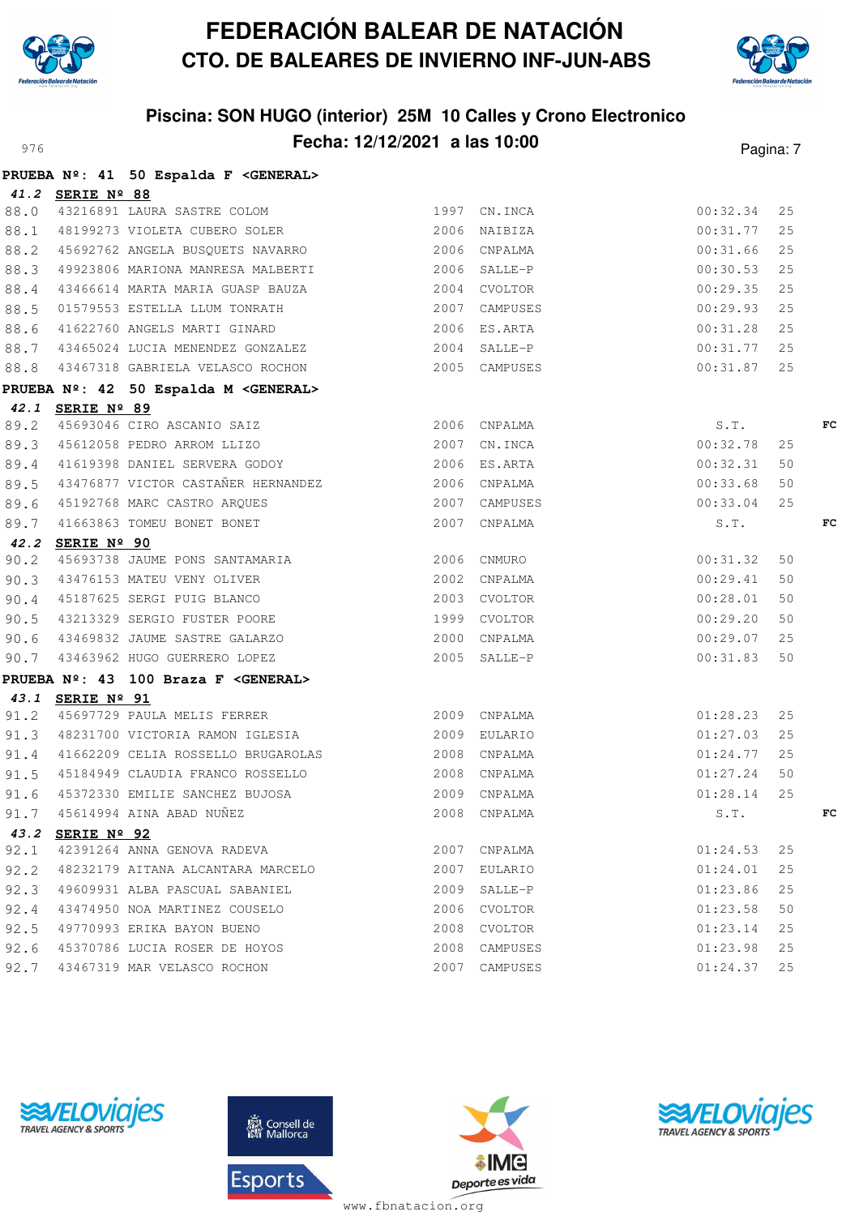# FEDERACIÓN BALEAR DE NATACIÓN
## CTO. DE BALEARES DE INVIERNO INF-JUN-ABS

### Piscina: SON HUGO (interior) 25M 10 Calles y Crono Electronico
### Fecha: 12/12/2021 a las 10:00

976

**PRUEBA Nº: 41 50 Espalda F <GENERAL>**

***41.2*** **SERIE Nº 88**

| | | | | | | | |
|---|---|---|---|---|---|---|---|
| 88.0 | 43216891 | LAURA SASTRE COLOM | 1997 | CN.INCA | 00:32.34 | 25 | |
| 88.1 | 48199273 | VIOLETA CUBERO SOLER | 2006 | NAIBIZA | 00:31.77 | 25 | |
| 88.2 | 45692762 | ANGELA BUSQUETS NAVARRO | 2006 | CNPALMA | 00:31.66 | 25 | |
| 88.3 | 49923806 | MARIONA MANRESA MALBERTI | 2006 | SALLE-P | 00:30.53 | 25 | |
| 88.4 | 43466614 | MARTA MARIA GUASP BAUZA | 2004 | CVOLTOR | 00:29.35 | 25 | |
| 88.5 | 01579553 | ESTELLA LLUM TONRATH | 2007 | CAMPUSES | 00:29.93 | 25 | |
| 88.6 | 41622760 | ANGELS MARTI GINARD | 2006 | ES.ARTA | 00:31.28 | 25 | |
| 88.7 | 43465024 | LUCIA MENENDEZ GONZALEZ | 2004 | SALLE-P | 00:31.77 | 25 | |
| 88.8 | 43467318 | GABRIELA VELASCO ROCHON | 2005 | CAMPUSES | 00:31.87 | 25 | |

**PRUEBA Nº: 42 50 Espalda M <GENERAL>**

***42.1*** **SERIE Nº 89**

| | | | | | | | |
|---|---|---|---|---|---|---|---|
| 89.2 | 45693046 | CIRO ASCANIO SAIZ | 2006 | CNPALMA | S.T. | | FC |
| 89.3 | 45612058 | PEDRO ARROM LLIZO | 2007 | CN.INCA | 00:32.78 | 25 | |
| 89.4 | 41619398 | DANIEL SERVERA GODOY | 2006 | ES.ARTA | 00:32.31 | 50 | |
| 89.5 | 43476877 | VICTOR CASTAÑER HERNANDEZ | 2006 | CNPALMA | 00:33.68 | 50 | |
| 89.6 | 45192768 | MARC CASTRO ARQUES | 2007 | CAMPUSES | 00:33.04 | 25 | |
| 89.7 | 41663863 | TOMEU BONET BONET | 2007 | CNPALMA | S.T. | | FC |

***42.2*** **SERIE Nº 90**

| | | | | | | | |
|---|---|---|---|---|---|---|---|
| 90.2 | 45693738 | JAUME PONS SANTAMARIA | 2006 | CNMURO | 00:31.32 | 50 | |
| 90.3 | 43476153 | MATEU VENY OLIVER | 2002 | CNPALMA | 00:29.41 | 50 | |
| 90.4 | 45187625 | SERGI PUIG BLANCO | 2003 | CVOLTOR | 00:28.01 | 50 | |
| 90.5 | 43213329 | SERGIO FUSTER POORE | 1999 | CVOLTOR | 00:29.20 | 50 | |
| 90.6 | 43469832 | JAUME SASTRE GALARZO | 2000 | CNPALMA | 00:29.07 | 25 | |
| 90.7 | 43463962 | HUGO GUERRERO LOPEZ | 2005 | SALLE-P | 00:31.83 | 50 | |

**PRUEBA Nº: 43 100 Braza F <GENERAL>**

***43.1*** **SERIE Nº 91**

| | | | | | | | |
|---|---|---|---|---|---|---|---|
| 91.2 | 45697729 | PAULA MELIS FERRER | 2009 | CNPALMA | 01:28.23 | 25 | |
| 91.3 | 48231700 | VICTORIA RAMON IGLESIA | 2009 | EULARIO | 01:27.03 | 25 | |
| 91.4 | 41662209 | CELIA ROSSELLO BRUGAROLAS | 2008 | CNPALMA | 01:24.77 | 25 | |
| 91.5 | 45184949 | CLAUDIA FRANCO ROSSELLO | 2008 | CNPALMA | 01:27.24 | 50 | |
| 91.6 | 45372330 | EMILIE SANCHEZ BUJOSA | 2009 | CNPALMA | 01:28.14 | 25 | |
| 91.7 | 45614994 | AINA ABAD NUÑEZ | 2008 | CNPALMA | S.T. | | FC |

***43.2*** **SERIE Nº 92**

| | | | | | | | |
|---|---|---|---|---|---|---|---|
| 92.1 | 42391264 | ANNA GENOVA RADEVA | 2007 | CNPALMA | 01:24.53 | 25 | |
| 92.2 | 48232179 | AITANA ALCANTARA MARCELO | 2007 | EULARIO | 01:24.01 | 25 | |
| 92.3 | 49609931 | ALBA PASCUAL SABANIEL | 2009 | SALLE-P | 01:23.86 | 25 | |
| 92.4 | 43474950 | NOA MARTINEZ COUSELO | 2006 | CVOLTOR | 01:23.58 | 50 | |
| 92.5 | 49770993 | ERIKA BAYON BUENO | 2008 | CVOLTOR | 01:23.14 | 25 | |
| 92.6 | 45370786 | LUCIA ROSER DE HOYOS | 2008 | CAMPUSES | 01:23.98 | 25 | |
| 92.7 | 43467319 | MAR VELASCO ROCHON | 2007 | CAMPUSES | 01:24.37 | 25 | |

www.fbnatacion.org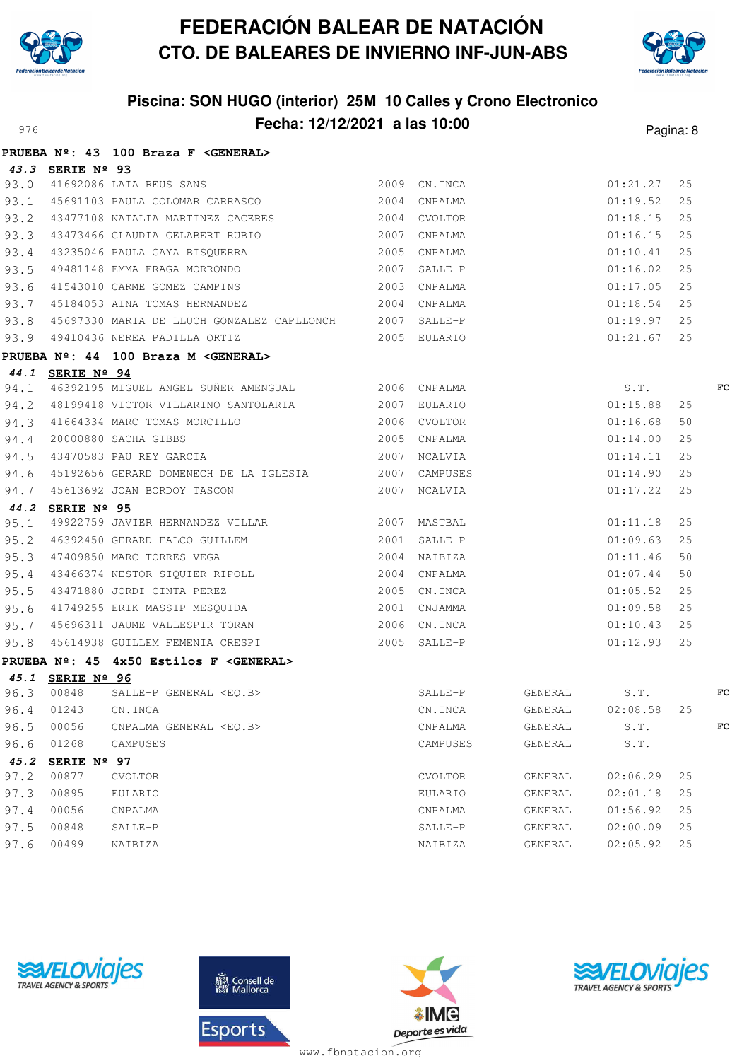# FEDERACIÓN BALEAR DE NATACIÓN
## CTO. DE BALEARES DE INVIERNO INF-JUN-ABS

### Piscina: SON HUGO (interior) 25M 10 Calles y Crono Electronico
### Fecha: 12/12/2021 a las 10:00

976

**PRUEBA Nº: 43 100 Braza F <GENERAL>**

***43.3* SERIE Nº 93**

| | | | | | | | |
|---|---|---|---|---|---|---|---|
| 93.0 | 41692086 | LAIA REUS SANS | 2009 | CN.INCA | 01:21.27 | 25 | |
| 93.1 | 45691103 | PAULA COLOMAR CARRASCO | 2004 | CNPALMA | 01:19.52 | 25 | |
| 93.2 | 43477108 | NATALIA MARTINEZ CACERES | 2004 | CVOLTOR | 01:18.15 | 25 | |
| 93.3 | 43473466 | CLAUDIA GELABERT RUBIO | 2007 | CNPALMA | 01:16.15 | 25 | |
| 93.4 | 43235046 | PAULA GAYA BISQUERRA | 2005 | CNPALMA | 01:10.41 | 25 | |
| 93.5 | 49481148 | EMMA FRAGA MORRONDO | 2007 | SALLE-P | 01:16.02 | 25 | |
| 93.6 | 41543010 | CARME GOMEZ CAMPINS | 2003 | CNPALMA | 01:17.05 | 25 | |
| 93.7 | 45184053 | AINA TOMAS HERNANDEZ | 2004 | CNPALMA | 01:18.54 | 25 | |
| 93.8 | 45697330 | MARIA DE LLUCH GONZALEZ CAPLLONCH | 2007 | SALLE-P | 01:19.97 | 25 | |
| 93.9 | 49410436 | NEREA PADILLA ORTIZ | 2005 | EULARIO | 01:21.67 | 25 | |

**PRUEBA Nº: 44 100 Braza M <GENERAL>**

***44.1* SERIE Nº 94**

| | | | | | | | |
|---|---|---|---|---|---|---|---|
| 94.1 | 46392195 | MIGUEL ANGEL SUÑER AMENGUAL | 2006 | CNPALMA | S.T. | | FC |
| 94.2 | 48199418 | VICTOR VILLARINO SANTOLARIA | 2007 | EULARIO | 01:15.88 | 25 | |
| 94.3 | 41664334 | MARC TOMAS MORCILLO | 2006 | CVOLTOR | 01:16.68 | 50 | |
| 94.4 | 20000880 | SACHA GIBBS | 2005 | CNPALMA | 01:14.00 | 25 | |
| 94.5 | 43470583 | PAU REY GARCIA | 2007 | NCALVIA | 01:14.11 | 25 | |
| 94.6 | 45192656 | GERARD DOMENECH DE LA IGLESIA | 2007 | CAMPUSES | 01:14.90 | 25 | |
| 94.7 | 45613692 | JOAN BORDOY TASCON | 2007 | NCALVIA | 01:17.22 | 25 | |

***44.2* SERIE Nº 95**

| | | | | | | | |
|---|---|---|---|---|---|---|---|
| 95.1 | 49922759 | JAVIER HERNANDEZ VILLAR | 2007 | MASTBAL | 01:11.18 | 25 | |
| 95.2 | 46392450 | GERARD FALCO GUILLEM | 2001 | SALLE-P | 01:09.63 | 25 | |
| 95.3 | 47409850 | MARC TORRES VEGA | 2004 | NAIBIZA | 01:11.46 | 50 | |
| 95.4 | 43466374 | NESTOR SIQUIER RIPOLL | 2004 | CNPALMA | 01:07.44 | 50 | |
| 95.5 | 43471880 | JORDI CINTA PEREZ | 2005 | CN.INCA | 01:05.52 | 25 | |
| 95.6 | 41749255 | ERIK MASSIP MESQUIDA | 2001 | CNJAMMA | 01:09.58 | 25 | |
| 95.7 | 45696311 | JAUME VALLESPIR TORAN | 2006 | CN.INCA | 01:10.43 | 25 | |
| 95.8 | 45614938 | GUILLEM FEMENIA CRESPI | 2005 | SALLE-P | 01:12.93 | 25 | |

**PRUEBA Nº: 45 4x50 Estilos F <GENERAL>**

***45.1* SERIE Nº 96**

| | | | | | | | |
|---|---|---|---|---|---|---|---|
| 96.3 | 00848 | SALLE-P GENERAL <EQ.B> | SALLE-P | GENERAL | S.T. | | FC |
| 96.4 | 01243 | CN.INCA | CN.INCA | GENERAL | 02:08.58 | 25 | |
| 96.5 | 00056 | CNPALMA GENERAL <EQ.B> | CNPALMA | GENERAL | S.T. | | FC |
| 96.6 | 01268 | CAMPUSES | CAMPUSES | GENERAL | S.T. | | |

***45.2* SERIE Nº 97**

| | | | | | | | |
|---|---|---|---|---|---|---|---|
| 97.2 | 00877 | CVOLTOR | CVOLTOR | GENERAL | 02:06.29 | 25 | |
| 97.3 | 00895 | EULARIO | EULARIO | GENERAL | 02:01.18 | 25 | |
| 97.4 | 00056 | CNPALMA | CNPALMA | GENERAL | 01:56.92 | 25 | |
| 97.5 | 00848 | SALLE-P | SALLE-P | GENERAL | 02:00.09 | 25 | |
| 97.6 | 00499 | NAIBIZA | NAIBIZA | GENERAL | 02:05.92 | 25 | |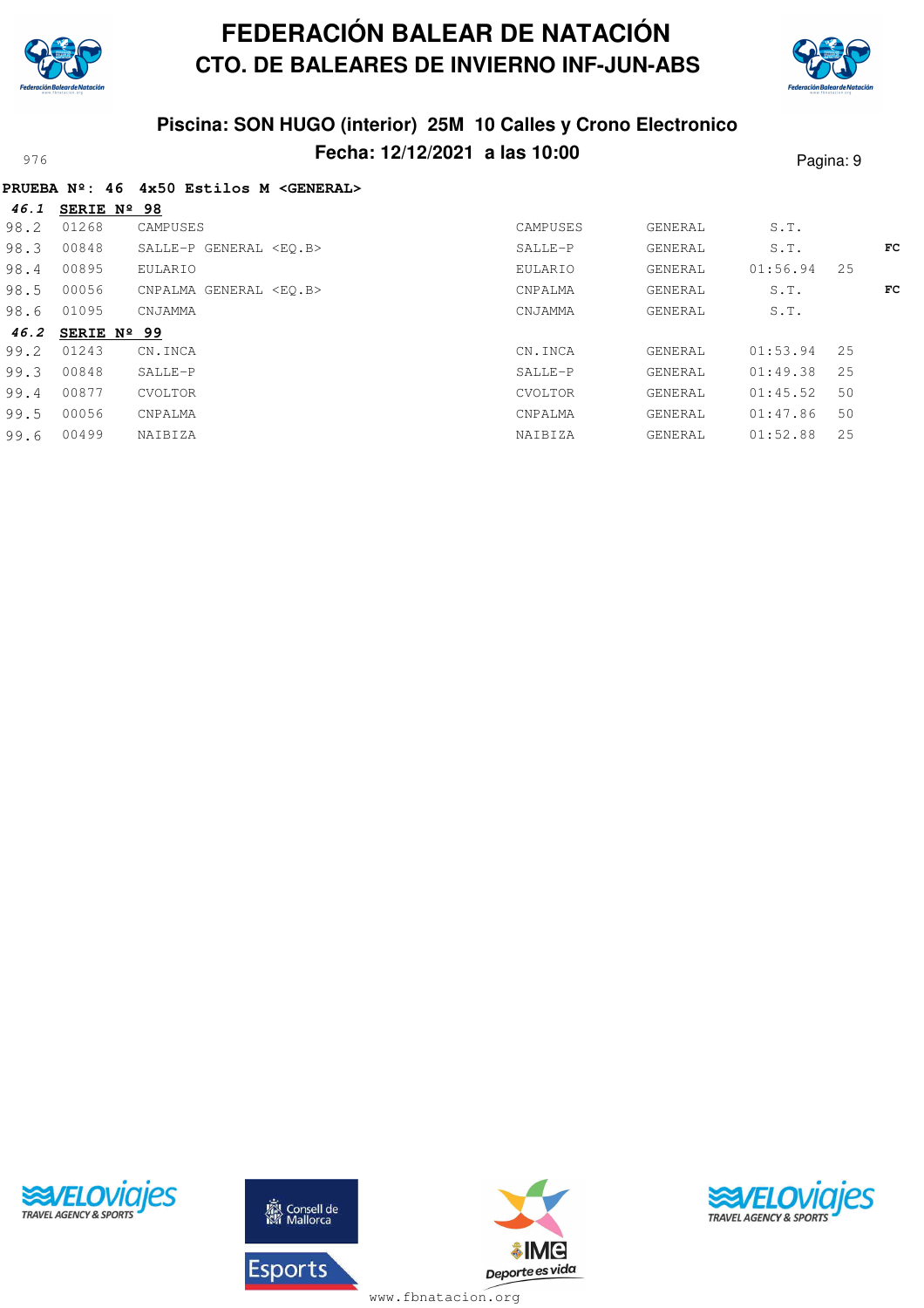# FEDERACIÓN BALEAR DE NATACIÓN
## CTO. DE BALEARES DE INVIERNO INF-JUN-ABS

### Piscina: SON HUGO (interior) 25M 10 Calles y Crono Electronico
### Fecha: 12/12/2021 a las 10:00

976

**PRUEBA Nº: 46 4x50 Estilos M <GENERAL>**

***46.1*** **SERIE Nº 98**

| | | | | | | | |
|---|---|---|---|---|---|---|---|
| 98.2 | 01268 | CAMPUSES | CAMPUSES | GENERAL | S.T. | | |
| 98.3 | 00848 | SALLE-P GENERAL <EQ.B> | SALLE-P | GENERAL | S.T. | | **FC** |
| 98.4 | 00895 | EULARIO | EULARIO | GENERAL | 01:56.94 | 25 | |
| 98.5 | 00056 | CNPALMA GENERAL <EQ.B> | CNPALMA | GENERAL | S.T. | | **FC** |
| 98.6 | 01095 | CNJAMMA | CNJAMMA | GENERAL | S.T. | | |

***46.2*** **SERIE Nº 99**

| | | | | | | |
|---|---|---|---|---|---|---|
| 99.2 | 01243 | CN.INCA | CN.INCA | GENERAL | 01:53.94 | 25 |
| 99.3 | 00848 | SALLE-P | SALLE-P | GENERAL | 01:49.38 | 25 |
| 99.4 | 00877 | CVOLTOR | CVOLTOR | GENERAL | 01:45.52 | 50 |
| 99.5 | 00056 | CNPALMA | CNPALMA | GENERAL | 01:47.86 | 50 |
| 99.6 | 00499 | NAIBIZA | NAIBIZA | GENERAL | 01:52.88 | 25 |

www.fbnatacion.org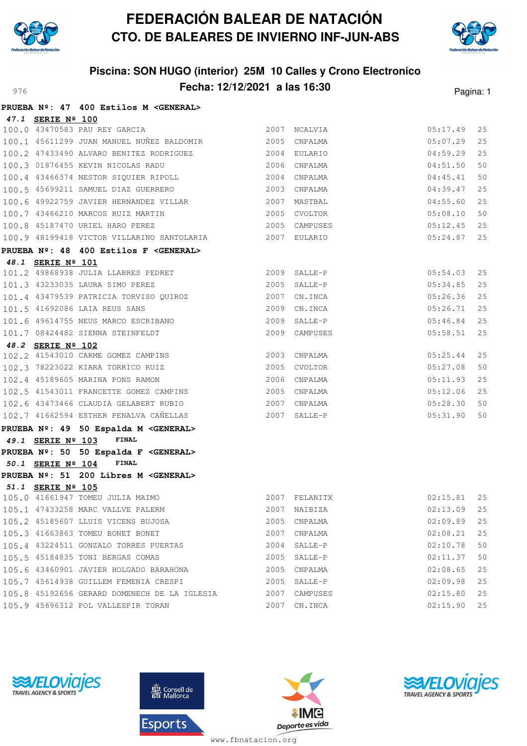# FEDERACIÓN BALEAR DE NATACIÓN
## CTO. DE BALEARES DE INVIERNO INF-JUN-ABS

### Piscina: SON HUGO (interior) 25M 10 Calles y Crono Electronico
### Fecha: 12/12/2021 a las 16:30

976

**PRUEBA Nº: 47 400 Estilos M <GENERAL>**

*47.1* **SERIE Nº 100**

| | | | | | | |
|---|---|---|---|---|---|---|
| 100.0 | 43470583 | PAU REY GARCIA | 2007 | NCALVIA | 05:17.49 | 25 |
| 100.1 | 45611299 | JUAN MANUEL NUÑEZ BALDOMIR | 2005 | CNPALMA | 05:07.29 | 25 |
| 100.2 | 47433490 | ALVARO BENITEZ RODRIGUEZ | 2004 | EULARIO | 04:59.29 | 25 |
| 100.3 | 01876455 | KEVIN NICOLAS RADU | 2006 | CNPALMA | 04:51.50 | 50 |
| 100.4 | 43466374 | NESTOR SIQUIER RIPOLL | 2004 | CNPALMA | 04:45.41 | 50 |
| 100.5 | 45699211 | SAMUEL DIAZ GUERRERO | 2003 | CNPALMA | 04:39.47 | 25 |
| 100.6 | 49922759 | JAVIER HERNANDEZ VILLAR | 2007 | MASTBAL | 04:55.60 | 25 |
| 100.7 | 43466210 | MARCOS RUIZ MARTIN | 2005 | CVOLTOR | 05:08.10 | 50 |
| 100.8 | 45187470 | URIEL HARO PEREZ | 2005 | CAMPUSES | 05:12.45 | 25 |
| 100.9 | 48199418 | VICTOR VILLARINO SANTOLARIA | 2007 | EULARIO | 05:24.87 | 25 |

**PRUEBA Nº: 48 400 Estilos F <GENERAL>**

*48.1* **SERIE Nº 101**

| | | | | | | |
|---|---|---|---|---|---|---|
| 101.2 | 49868938 | JULIA LLABRES PEDRET | 2009 | SALLE-P | 05:54.03 | 25 |
| 101.3 | 43233035 | LAURA SIMO PEREZ | 2005 | SALLE-P | 05:34.85 | 25 |
| 101.4 | 43479539 | PATRICIA TORVISO QUIROZ | 2007 | CN.INCA | 05:26.36 | 25 |
| 101.5 | 41692086 | LAIA REUS SANS | 2009 | CN.INCA | 05:26.71 | 25 |
| 101.6 | 49614755 | NEUS MARCO ESCRIBANO | 2009 | SALLE-P | 05:46.84 | 25 |
| 101.7 | 08424482 | SIENNA STEINFELDT | 2009 | CAMPUSES | 05:58.51 | 25 |

*48.2* **SERIE Nº 102**

| | | | | | | |
|---|---|---|---|---|---|---|
| 102.2 | 41543010 | CARME GOMEZ CAMPINS | 2003 | CNPALMA | 05:25.44 | 25 |
| 102.3 | 78223022 | KIARA TORRICO RUIZ | 2005 | CVOLTOR | 05:27.08 | 50 |
| 102.4 | 45189605 | MARINA PONS RAMON | 2006 | CNPALMA | 05:11.93 | 25 |
| 102.5 | 41543011 | FRANCETTE GOMEZ CAMPINS | 2005 | CNPALMA | 05:12.06 | 25 |
| 102.6 | 43473466 | CLAUDIA GELABERT RUBIO | 2007 | CNPALMA | 05:28.30 | 50 |
| 102.7 | 41662594 | ESTHER PENALVA CAÑELLAS | 2007 | SALLE-P | 05:31.90 | 50 |

**PRUEBA Nº: 49 50 Espalda M <GENERAL>**

*49.1* **SERIE Nº 103** FINAL

**PRUEBA Nº: 50 50 Espalda F <GENERAL>**

*50.1* **SERIE Nº 104** FINAL

**PRUEBA Nº: 51 200 Libres M <GENERAL>**

*51.1* **SERIE Nº 105**

| | | | | | | |
|---|---|---|---|---|---|---|
| 105.0 | 41661947 | TOMEU JULIA MAIMO | 2007 | FELANITX | 02:15.81 | 25 |
| 105.1 | 47433258 | MARC VALLVE PALERM | 2007 | NAIBIZA | 02:13.09 | 25 |
| 105.2 | 45185607 | LLUIS VICENS BUJOSA | 2005 | CNPALMA | 02:09.89 | 25 |
| 105.3 | 41663863 | TOMEU BONET BONET | 2007 | CNPALMA | 02:08.21 | 25 |
| 105.4 | 43224511 | GONZALO TORRES PUERTAS | 2004 | SALLE-P | 02:10.78 | 50 |
| 105.5 | 45184835 | TONI BERGAS COMAS | 2005 | SALLE-P | 02:11.37 | 50 |
| 105.6 | 43460901 | JAVIER HOLGADO BARAHONA | 2005 | CNPALMA | 02:08.65 | 25 |
| 105.7 | 45614938 | GUILLEM FEMENIA CRESPI | 2005 | SALLE-P | 02:09.98 | 25 |
| 105.8 | 45192656 | GERARD DOMENECH DE LA IGLESIA | 2007 | CAMPUSES | 02:15.80 | 25 |
| 105.9 | 45696312 | POL VALLESPIR TORAN | 2007 | CN.INCA | 02:15.90 | 25 |

www.fbnatacion.org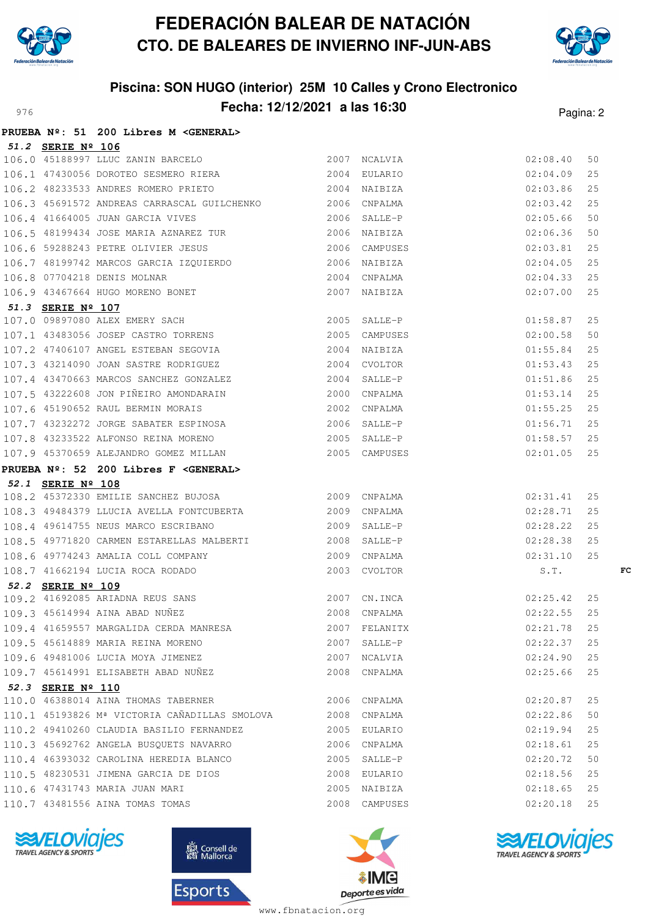# FEDERACIÓN BALEAR DE NATACIÓN
## CTO. DE BALEARES DE INVIERNO INF-JUN-ABS

### Piscina: SON HUGO (interior) 25M 10 Calles y Crono Electronico
### Fecha: 12/12/2021 a las 16:30

976

**PRUEBA Nº: 51 200 Libres M <GENERAL>**

**51.2 SERIE Nº 106**

| | | | | | | |
|---|---|---|---|---|---|---|
| 106.0 | 45188997 | LLUC ZANIN BARCELO | 2007 | NCALVIA | 02:08.40 | 50 |
| 106.1 | 47430056 | DOROTEO SESMERO RIERA | 2004 | EULARIO | 02:04.09 | 25 |
| 106.2 | 48233533 | ANDRES ROMERO PRIETO | 2004 | NAIBIZA | 02:03.86 | 25 |
| 106.3 | 45691572 | ANDREAS CARRASCAL GUILCHENKO | 2006 | CNPALMA | 02:03.42 | 25 |
| 106.4 | 41664005 | JUAN GARCIA VIVES | 2006 | SALLE-P | 02:05.66 | 50 |
| 106.5 | 48199434 | JOSE MARIA AZNAREZ TUR | 2006 | NAIBIZA | 02:06.36 | 50 |
| 106.6 | 59288243 | PETRE OLIVIER JESUS | 2006 | CAMPUSES | 02:03.81 | 25 |
| 106.7 | 48199742 | MARCOS GARCIA IZQUIERDO | 2006 | NAIBIZA | 02:04.05 | 25 |
| 106.8 | 07704218 | DENIS MOLNAR | 2004 | CNPALMA | 02:04.33 | 25 |
| 106.9 | 43467664 | HUGO MORENO BONET | 2007 | NAIBIZA | 02:07.00 | 25 |

**51.3 SERIE Nº 107**

| | | | | | | |
|---|---|---|---|---|---|---|
| 107.0 | 09897080 | ALEX EMERY SACH | 2005 | SALLE-P | 01:58.87 | 25 |
| 107.1 | 43483056 | JOSEP CASTRO TORRENS | 2005 | CAMPUSES | 02:00.58 | 50 |
| 107.2 | 47406107 | ANGEL ESTEBAN SEGOVIA | 2004 | NAIBIZA | 01:55.84 | 25 |
| 107.3 | 43214090 | JOAN SASTRE RODRIGUEZ | 2004 | CVOLTOR | 01:53.43 | 25 |
| 107.4 | 43470663 | MARCOS SANCHEZ GONZALEZ | 2004 | SALLE-P | 01:51.86 | 25 |
| 107.5 | 43222608 | JON PIÑEIRO AMONDARAIN | 2000 | CNPALMA | 01:53.14 | 25 |
| 107.6 | 45190652 | RAUL BERMIN MORAIS | 2002 | CNPALMA | 01:55.25 | 25 |
| 107.7 | 43232272 | JORGE SABATER ESPINOSA | 2006 | SALLE-P | 01:56.71 | 25 |
| 107.8 | 43233522 | ALFONSO REINA MORENO | 2005 | SALLE-P | 01:58.57 | 25 |
| 107.9 | 45370659 | ALEJANDRO GOMEZ MILLAN | 2005 | CAMPUSES | 02:01.05 | 25 |

**PRUEBA Nº: 52 200 Libres F <GENERAL>**

**52.1 SERIE Nº 108**

| | | | | | | | |
|---|---|---|---|---|---|---|---|
| 108.2 | 45372330 | EMILIE SANCHEZ BUJOSA | 2009 | CNPALMA | 02:31.41 | 25 | |
| 108.3 | 49484379 | LLUCIA AVELLA FONTCUBERTA | 2009 | CNPALMA | 02:28.71 | 25 | |
| 108.4 | 49614755 | NEUS MARCO ESCRIBANO | 2009 | SALLE-P | 02:28.22 | 25 | |
| 108.5 | 49771820 | CARMEN ESTARELLAS MALBERTI | 2008 | SALLE-P | 02:28.38 | 25 | |
| 108.6 | 49774243 | AMALIA COLL COMPANY | 2009 | CNPALMA | 02:31.10 | 25 | |
| 108.7 | 41662194 | LUCIA ROCA RODADO | 2003 | CVOLTOR | S.T. | | FC |

**52.2 SERIE Nº 109**

| | | | | | | |
|---|---|---|---|---|---|---|
| 109.2 | 41692085 | ARIADNA REUS SANS | 2007 | CN.INCA | 02:25.42 | 25 |
| 109.3 | 45614994 | AINA ABAD NUÑEZ | 2008 | CNPALMA | 02:22.55 | 25 |
| 109.4 | 41659557 | MARGALIDA CERDA MANRESA | 2007 | FELANITX | 02:21.78 | 25 |
| 109.5 | 45614889 | MARIA REINA MORENO | 2007 | SALLE-P | 02:22.37 | 25 |
| 109.6 | 49481006 | LUCIA MOYA JIMENEZ | 2007 | NCALVIA | 02:24.90 | 25 |
| 109.7 | 45614991 | ELISABETH ABAD NUÑEZ | 2008 | CNPALMA | 02:25.66 | 25 |

**52.3 SERIE Nº 110**

| | | | | | | |
|---|---|---|---|---|---|---|
| 110.0 | 46388014 | AINA THOMAS TABERNER | 2006 | CNPALMA | 02:20.87 | 25 |
| 110.1 | 45193826 | Mª VICTORIA CAÑADILLAS SMOLOVA | 2008 | CNPALMA | 02:22.86 | 50 |
| 110.2 | 49410260 | CLAUDIA BASILIO FERNANDEZ | 2005 | EULARIO | 02:19.94 | 25 |
| 110.3 | 45692762 | ANGELA BUSQUETS NAVARRO | 2006 | CNPALMA | 02:18.61 | 25 |
| 110.4 | 46393032 | CAROLINA HEREDIA BLANCO | 2005 | SALLE-P | 02:20.72 | 50 |
| 110.5 | 48230531 | JIMENA GARCIA DE DIOS | 2008 | EULARIO | 02:18.56 | 25 |
| 110.6 | 47431743 | MARIA JUAN MARI | 2005 | NAIBIZA | 02:18.65 | 25 |
| 110.7 | 43481556 | AINA TOMAS TOMAS | 2008 | CAMPUSES | 02:20.18 | 25 |

www.fbnatacion.org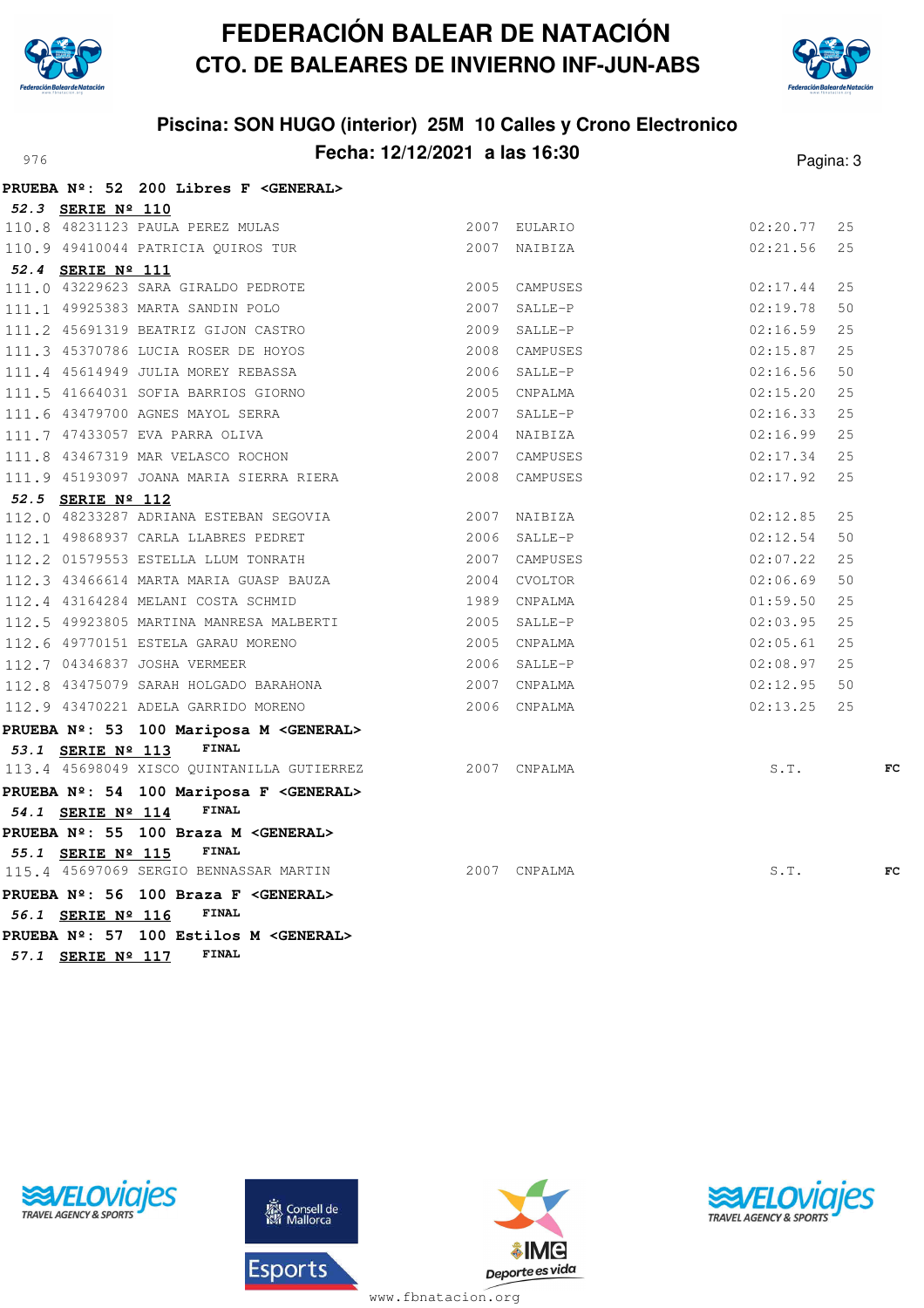# FEDERACIÓN BALEAR DE NATACIÓN
## CTO. DE BALEARES DE INVIERNO INF-JUN-ABS

### Piscina: SON HUGO (interior) 25M 10 Calles y Crono Electronico
### Fecha: 12/12/2021 a las 16:30

976

**PRUEBA Nº: 52 200 Libres F <GENERAL>**

***52.3*** **SERIE Nº 110**

| | | | | | | |
|---|---|---|---|---|---|---|
| 110.8 | 48231123 | PAULA PEREZ MULAS | 2007 | EULARIO | 02:20.77 | 25 |
| 110.9 | 49410044 | PATRICIA QUIROS TUR | 2007 | NAIBIZA | 02:21.56 | 25 |

***52.4*** **SERIE Nº 111**

| | | | | | | |
|---|---|---|---|---|---|---|
| 111.0 | 43229623 | SARA GIRALDO PEDROTE | 2005 | CAMPUSES | 02:17.44 | 25 |
| 111.1 | 49925383 | MARTA SANDIN POLO | 2007 | SALLE-P | 02:19.78 | 50 |
| 111.2 | 45691319 | BEATRIZ GIJON CASTRO | 2009 | SALLE-P | 02:16.59 | 25 |
| 111.3 | 45370786 | LUCIA ROSER DE HOYOS | 2008 | CAMPUSES | 02:15.87 | 25 |
| 111.4 | 45614949 | JULIA MOREY REBASSA | 2006 | SALLE-P | 02:16.56 | 50 |
| 111.5 | 41664031 | SOFIA BARRIOS GIORNO | 2005 | CNPALMA | 02:15.20 | 25 |
| 111.6 | 43479700 | AGNES MAYOL SERRA | 2007 | SALLE-P | 02:16.33 | 25 |
| 111.7 | 47433057 | EVA PARRA OLIVA | 2004 | NAIBIZA | 02:16.99 | 25 |
| 111.8 | 43467319 | MAR VELASCO ROCHON | 2007 | CAMPUSES | 02:17.34 | 25 |
| 111.9 | 45193097 | JOANA MARIA SIERRA RIERA | 2008 | CAMPUSES | 02:17.92 | 25 |

***52.5*** **SERIE Nº 112**

| | | | | | | |
|---|---|---|---|---|---|---|
| 112.0 | 48233287 | ADRIANA ESTEBAN SEGOVIA | 2007 | NAIBIZA | 02:12.85 | 25 |
| 112.1 | 49868937 | CARLA LLABRES PEDRET | 2006 | SALLE-P | 02:12.54 | 50 |
| 112.2 | 01579553 | ESTELLA LLUM TONRATH | 2007 | CAMPUSES | 02:07.22 | 25 |
| 112.3 | 43466614 | MARTA MARIA GUASP BAUZA | 2004 | CVOLTOR | 02:06.69 | 50 |
| 112.4 | 43164284 | MELANI COSTA SCHMID | 1989 | CNPALMA | 01:59.50 | 25 |
| 112.5 | 49923805 | MARTINA MANRESA MALBERTI | 2005 | SALLE-P | 02:03.95 | 25 |
| 112.6 | 49770151 | ESTELA GARAU MORENO | 2005 | CNPALMA | 02:05.61 | 25 |
| 112.7 | 04346837 | JOSHA VERMEER | 2006 | SALLE-P | 02:08.97 | 25 |
| 112.8 | 43475079 | SARAH HOLGADO BARAHONA | 2007 | CNPALMA | 02:12.95 | 50 |
| 112.9 | 43470221 | ADELA GARRIDO MORENO | 2006 | CNPALMA | 02:13.25 | 25 |

**PRUEBA Nº: 53 100 Mariposa M <GENERAL>**

***53.1*** **SERIE Nº 113** **FINAL**

| | | | | | | | |
|---|---|---|---|---|---|---|---|
| 113.4 | 45698049 | XISCO QUINTANILLA GUTIERREZ | 2007 | CNPALMA | S.T. | | FC |

**PRUEBA Nº: 54 100 Mariposa F <GENERAL>**

***54.1*** **SERIE Nº 114** **FINAL**

**PRUEBA Nº: 55 100 Braza M <GENERAL>**

***55.1*** **SERIE Nº 115** **FINAL**

| | | | | | | | |
|---|---|---|---|---|---|---|---|
| 115.4 | 45697069 | SERGIO BENNASSAR MARTIN | 2007 | CNPALMA | S.T. | | FC |

**PRUEBA Nº: 56 100 Braza F <GENERAL>**

***56.1*** **SERIE Nº 116** **FINAL**

**PRUEBA Nº: 57 100 Estilos M <GENERAL>**

***57.1*** **SERIE Nº 117** **FINAL**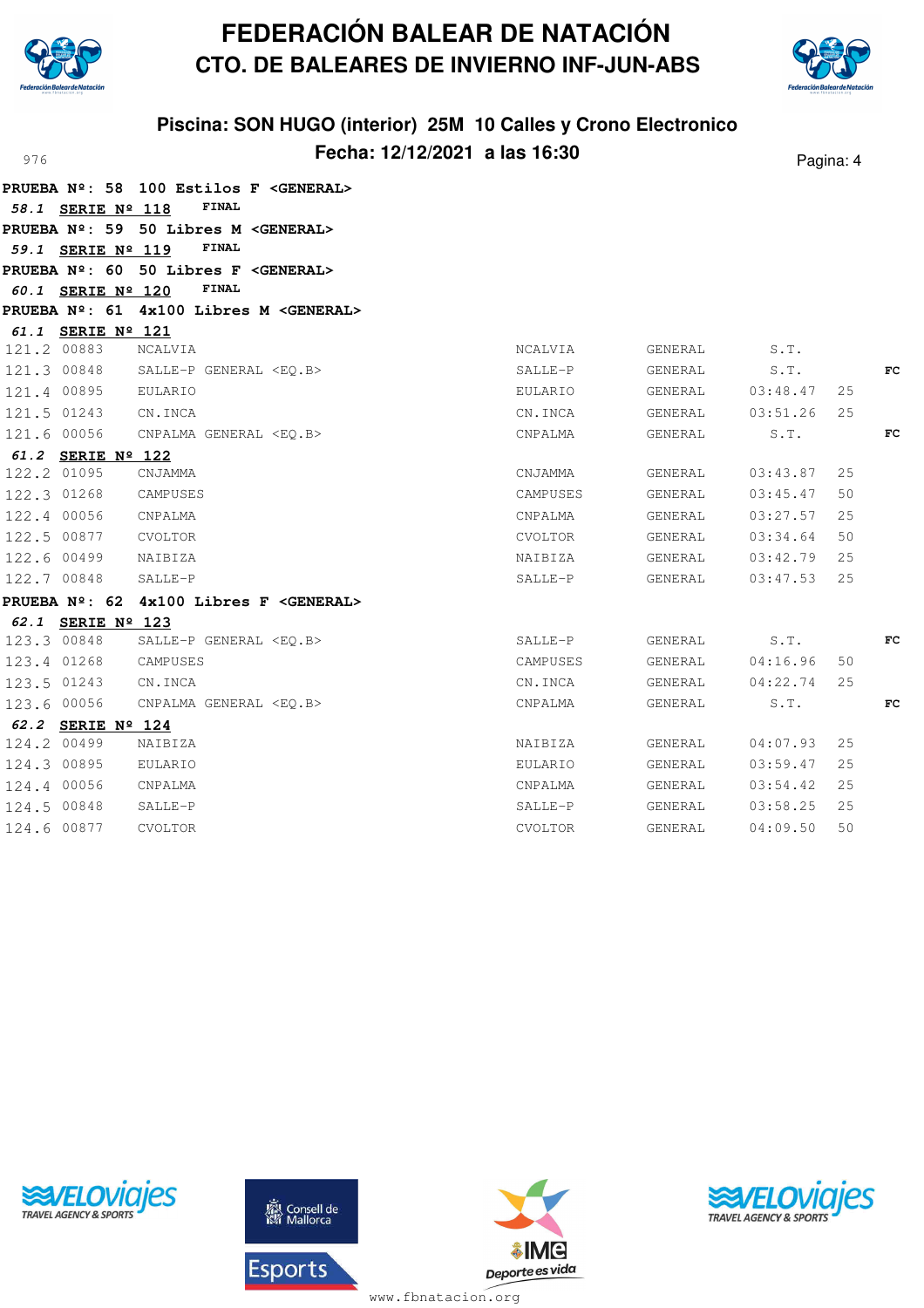# FEDERACIÓN BALEAR DE NATACIÓN
## CTO. DE BALEARES DE INVIERNO INF-JUN-ABS

### Piscina: SON HUGO (interior) 25M 10 Calles y Crono Electronico
### Fecha: 12/12/2021 a las 16:30

976

**PRUEBA Nº: 58 100 Estilos F <GENERAL>**

***58.1* SERIE Nº 118** **FINAL**

**PRUEBA Nº: 59 50 Libres M <GENERAL>**

***59.1* SERIE Nº 119** **FINAL**

**PRUEBA Nº: 60 50 Libres F <GENERAL>**

***60.1* SERIE Nº 120** **FINAL**

**PRUEBA Nº: 61 4x100 Libres M <GENERAL>**

***61.1* SERIE Nº 121**

| | | | | | | | |
|---|---|---|---|---|---|---|---|
| 121.2 | 00883 | NCALVIA | NCALVIA | GENERAL | S.T. | | |
| 121.3 | 00848 | SALLE-P GENERAL <EQ.B> | SALLE-P | GENERAL | S.T. | | **FC** |
| 121.4 | 00895 | EULARIO | EULARIO | GENERAL | 03:48.47 | 25 | |
| 121.5 | 01243 | CN.INCA | CN.INCA | GENERAL | 03:51.26 | 25 | |
| 121.6 | 00056 | CNPALMA GENERAL <EQ.B> | CNPALMA | GENERAL | S.T. | | **FC** |

***61.2* SERIE Nº 122**

| | | | | | | |
|---|---|---|---|---|---|---|
| 122.2 | 01095 | CNJAMMA | CNJAMMA | GENERAL | 03:43.87 | 25 |
| 122.3 | 01268 | CAMPUSES | CAMPUSES | GENERAL | 03:45.47 | 50 |
| 122.4 | 00056 | CNPALMA | CNPALMA | GENERAL | 03:27.57 | 25 |
| 122.5 | 00877 | CVOLTOR | CVOLTOR | GENERAL | 03:34.64 | 50 |
| 122.6 | 00499 | NAIBIZA | NAIBIZA | GENERAL | 03:42.79 | 25 |
| 122.7 | 00848 | SALLE-P | SALLE-P | GENERAL | 03:47.53 | 25 |

**PRUEBA Nº: 62 4x100 Libres F <GENERAL>**

***62.1* SERIE Nº 123**

| | | | | | | | |
|---|---|---|---|---|---|---|---|
| 123.3 | 00848 | SALLE-P GENERAL <EQ.B> | SALLE-P | GENERAL | S.T. | | **FC** |
| 123.4 | 01268 | CAMPUSES | CAMPUSES | GENERAL | 04:16.96 | 50 | |
| 123.5 | 01243 | CN.INCA | CN.INCA | GENERAL | 04:22.74 | 25 | |
| 123.6 | 00056 | CNPALMA GENERAL <EQ.B> | CNPALMA | GENERAL | S.T. | | **FC** |

***62.2* SERIE Nº 124**

| | | | | | | |
|---|---|---|---|---|---|---|
| 124.2 | 00499 | NAIBIZA | NAIBIZA | GENERAL | 04:07.93 | 25 |
| 124.3 | 00895 | EULARIO | EULARIO | GENERAL | 03:59.47 | 25 |
| 124.4 | 00056 | CNPALMA | CNPALMA | GENERAL | 03:54.42 | 25 |
| 124.5 | 00848 | SALLE-P | SALLE-P | GENERAL | 03:58.25 | 25 |
| 124.6 | 00877 | CVOLTOR | CVOLTOR | GENERAL | 04:09.50 | 50 |

www.fbnatacion.org